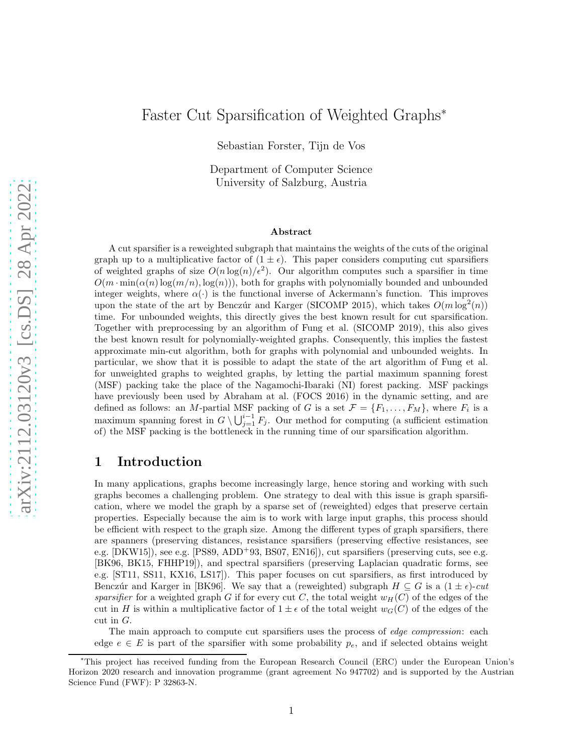# Faster Cut Sparsification of Weighted Graphs*

Sebastian Forster, Tijn de Vos

Department of Computer Science
University of Salzburg, Austria

### Abstract

A cut sparsifier is a reweighted subgraph that maintains the weights of the cuts of the original graph up to a multiplicative factor of $(1 \pm \epsilon)$. This paper considers computing cut sparsifiers of weighted graphs of size $O(n \log(n)/\epsilon^2)$. Our algorithm computes such a sparsifier in time $O(m \cdot \min(\alpha(n) \log(m/n), \log(n)))$, both for graphs with polynomially bounded and unbounded integer weights, where $\alpha(\cdot)$ is the functional inverse of Ackermann's function. This improves upon the state of the art by Benczúr and Karger (SICOMP 2015), which takes $O(m \log^2(n))$ time. For unbounded weights, this directly gives the best known result for cut sparsification. Together with preprocessing by an algorithm of Fung et al. (SICOMP 2019), this also gives the best known result for polynomially-weighted graphs. Consequently, this implies the fastest approximate min-cut algorithm, both for graphs with polynomial and unbounded weights. In particular, we show that it is possible to adapt the state of the art algorithm of Fung et al. for unweighted graphs to weighted graphs, by letting the partial maximum spanning forest (MSF) packing take the place of the Nagamochi-Ibaraki (NI) forest packing. MSF packings have previously been used by Abraham at al. (FOCS 2016) in the dynamic setting, and are defined as follows: an $M$-partial MSF packing of $G$ is a set $\mathcal{F} = \{F_1, \ldots, F_M\}$, where $F_i$ is a maximum spanning forest in $G \setminus \bigcup_{j=1}^{i-1} F_j$. Our method for computing (a sufficient estimation of) the MSF packing is the bottleneck in the running time of our sparsification algorithm.

## 1 Introduction

In many applications, graphs become increasingly large, hence storing and working with such graphs becomes a challenging problem. One strategy to deal with this issue is graph sparsification, where we model the graph by a sparse set of (reweighted) edges that preserve certain properties. Especially because the aim is to work with large input graphs, this process should be efficient with respect to the graph size. Among the different types of graph sparsifiers, there are spanners (preserving distances, resistance sparsifiers (preserving effective resistances, see e.g. [DKW15]), see e.g. [PS89, ADD+93, BS07, EN16]), cut sparsifiers (preserving cuts, see e.g. [BK96, BK15, FHHP19]), and spectral sparsifiers (preserving Laplacian quadratic forms, see e.g. [ST11, SS11, KX16, LS17]). This paper focuses on cut sparsifiers, as first introduced by Benczúr and Karger in [BK96]. We say that a (reweighted) subgraph $H \subseteq G$ is a $(1 \pm \epsilon)$-*cut sparsifier* for a weighted graph $G$ if for every cut $C$, the total weight $w_H(C)$ of the edges of the cut in $H$ is within a multiplicative factor of $1 \pm \epsilon$ of the total weight $w_G(C)$ of the edges of the cut in $G$.

The main approach to compute cut sparsifiers uses the process of *edge compression*: each edge $e \in E$ is part of the sparsifier with some probability $p_e$, and if selected obtains weight

*This project has received funding from the European Research Council (ERC) under the European Union's Horizon 2020 research and innovation programme (grant agreement No 947702) and is supported by the Austrian Science Fund (FWF): P 32863-N.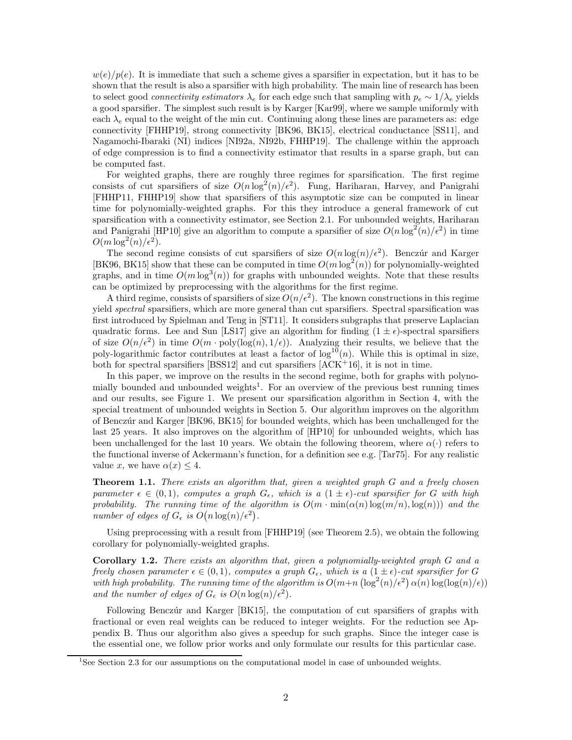$w(e)/p(e)$. It is immediate that such a scheme gives a sparsifier in expectation, but it has to be shown that the result is also a sparsifier with high probability. The main line of research has been to select good *connectivity estimators* $\lambda_e$ for each edge such that sampling with $p_e \sim 1/\lambda_e$ yields a good sparsifier. The simplest such result is by Karger [Kar99], where we sample uniformly with each $\lambda_e$ equal to the weight of the min cut. Continuing along these lines are parameters as: edge connectivity [FHHP19], strong connectivity [BK96, BK15], electrical conductance [SS11], and Nagamochi-Ibaraki (NI) indices [NI92a, NI92b, FHHP19]. The challenge within the approach of edge compression is to find a connectivity estimator that results in a sparse graph, but can be computed fast.

For weighted graphs, there are roughly three regimes for sparsification. The first regime consists of cut sparsifiers of size $O(n \log^2(n)/\epsilon^2)$. Fung, Hariharan, Harvey, and Panigrahi [FHHP11, FHHP19] show that sparsifiers of this asymptotic size can be computed in linear time for polynomially-weighted graphs. For this they introduce a general framework of cut sparsification with a connectivity estimator, see Section 2.1. For unbounded weights, Hariharan and Panigrahi [HP10] give an algorithm to compute a sparsifier of size $O(n \log^2(n)/\epsilon^2)$ in time $O(m \log^2(n)/\epsilon^2)$.

The second regime consists of cut sparsifiers of size $O(n \log(n)/\epsilon^2)$. Benczúr and Karger [BK96, BK15] show that these can be computed in time $O(m \log^2(n))$ for polynomially-weighted graphs, and in time $O(m \log^3(n))$ for graphs with unbounded weights. Note that these results can be optimized by preprocessing with the algorithms for the first regime.

A third regime, consists of sparsifiers of size $O(n/\epsilon^2)$. The known constructions in this regime yield *spectral* sparsifiers, which are more general than cut sparsifiers. Spectral sparsification was first introduced by Spielman and Teng in [ST11]. It considers subgraphs that preserve Laplacian quadratic forms. Lee and Sun [LS17] give an algorithm for finding $(1 \pm \epsilon)$-spectral sparsifiers of size $O(n/\epsilon^2)$ in time $O(m \cdot \text{poly}(\log(n), 1/\epsilon))$. Analyzing their results, we believe that the poly-logarithmic factor contributes at least a factor of $\log^{10}(n)$. While this is optimal in size, both for spectral sparsifiers [BSS12] and cut sparsifiers [ACK+16], it is not in time.

In this paper, we improve on the results in the second regime, both for graphs with polynomially bounded and unbounded weights[1]. For an overview of the previous best running times and our results, see Figure 1. We present our sparsification algorithm in Section 4, with the special treatment of unbounded weights in Section 5. Our algorithm improves on the algorithm of Benczúr and Karger [BK96, BK15] for bounded weights, which has been unchallenged for the last 25 years. It also improves on the algorithm of [HP10] for unbounded weights, which has been unchallenged for the last 10 years. We obtain the following theorem, where $\alpha(\cdot)$ refers to the functional inverse of Ackermann's function, for a definition see e.g. [Tar75]. For any realistic value $x$, we have $\alpha(x) \leq 4$.

**Theorem 1.1.** *There exists an algorithm that, given a weighted graph $G$ and a freely chosen parameter $\epsilon \in (0, 1)$, computes a graph $G_\epsilon$, which is a $(1 \pm \epsilon)$-cut sparsifier for $G$ with high probability. The running time of the algorithm is $O(m \cdot \min(\alpha(n) \log(m/n), \log(n)))$ and the number of edges of $G_\epsilon$ is $O(n \log(n)/\epsilon^2)$.*

Using preprocessing with a result from [FHHP19] (see Theorem 2.5), we obtain the following corollary for polynomially-weighted graphs.

**Corollary 1.2.** *There exists an algorithm that, given a polynomially-weighted graph $G$ and a freely chosen parameter $\epsilon \in (0, 1)$, computes a graph $G_\epsilon$, which is a $(1 \pm \epsilon)$-cut sparsifier for $G$ with high probability. The running time of the algorithm is $O(m + n \left(\log^2(n)/\epsilon^2\right) \alpha(n) \log(\log(n)/\epsilon))$ and the number of edges of $G_\epsilon$ is $O(n \log(n)/\epsilon^2)$.*

Following Benczúr and Karger [BK15], the computation of cut sparsifiers of graphs with fractional or even real weights can be reduced to integer weights. For the reduction see Appendix B. Thus our algorithm also gives a speedup for such graphs. Since the integer case is the essential one, we follow prior works and only formulate our results for this particular case.

[1] See Section 2.3 for our assumptions on the computational model in case of unbounded weights.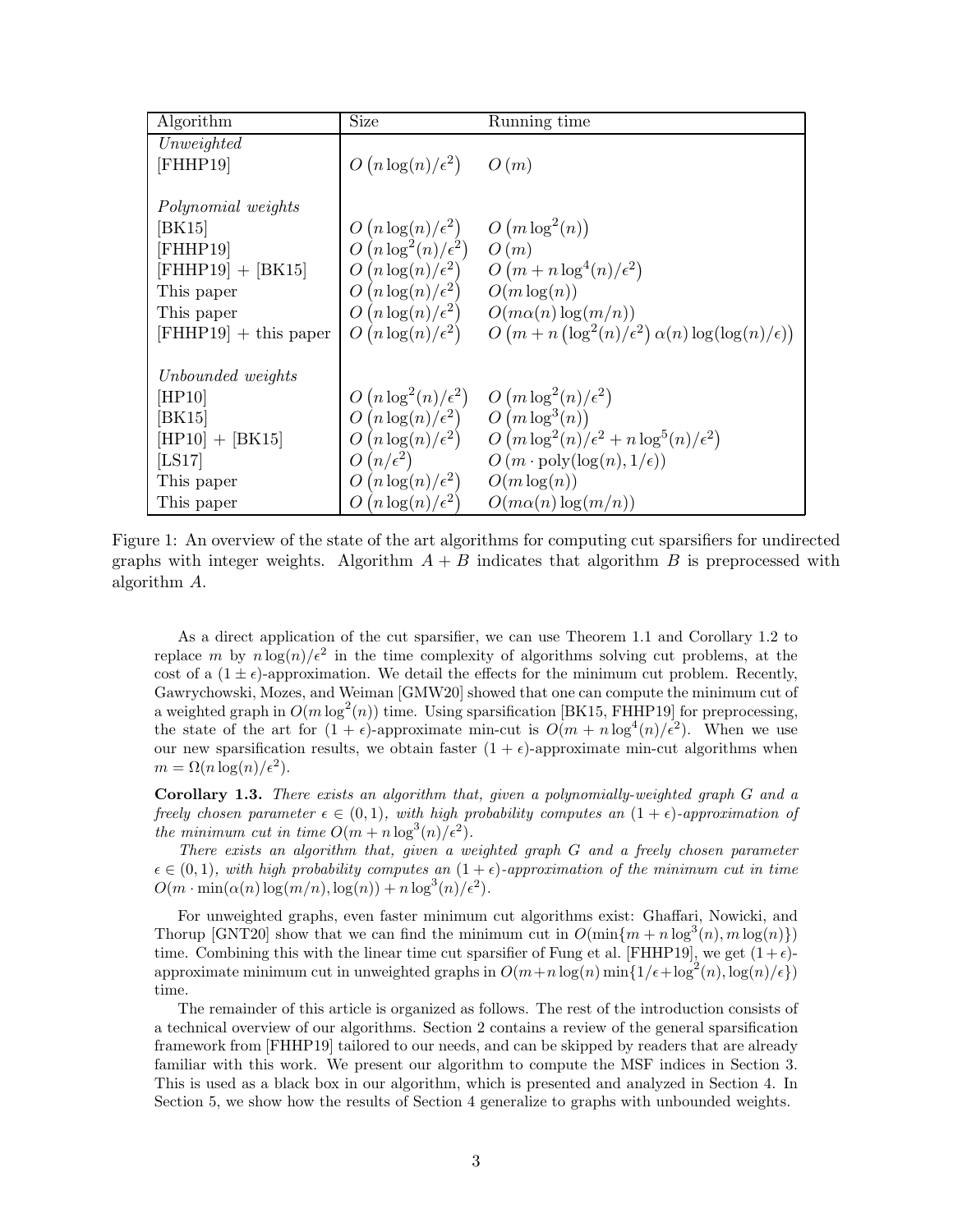| Algorithm | Size | Running time |
|---|---|---|
| *Unweighted* | | |
| [FHHP19] | $O\left(n\log(n)/\epsilon^2\right)$ | $O\left(m\right)$ |
| | | |
| *Polynomial weights* | | |
| [BK15] | $O\left(n\log(n)/\epsilon^2\right)$ | $O\left(m\log^2(n)\right)$ |
| [FHHP19] | $O\left(n\log^2(n)/\epsilon^2\right)$ | $O\left(m\right)$ |
| [FHHP19] + [BK15] | $O\left(n\log(n)/\epsilon^2\right)$ | $O\left(m + n\log^4(n)/\epsilon^2\right)$ |
| This paper | $O\left(n\log(n)/\epsilon^2\right)$ | $O(m\log(n))$ |
| This paper | $O\left(n\log(n)/\epsilon^2\right)$ | $O(m\alpha(n)\log(m/n))$ |
| [FHHP19] + this paper | $O\left(n\log(n)/\epsilon^2\right)$ | $O\left(m + n\left(\log^2(n)/\epsilon^2\right)\alpha(n)\log(\log(n)/\epsilon)\right)$ |
| | | |
| *Unbounded weights* | | |
| [HP10] | $O\left(n\log^2(n)/\epsilon^2\right)$ | $O\left(m\log^2(n)/\epsilon^2\right)$ |
| [BK15] | $O\left(n\log(n)/\epsilon^2\right)$ | $O\left(m\log^3(n)\right)$ |
| [HP10] + [BK15] | $O\left(n\log(n)/\epsilon^2\right)$ | $O\left(m\log^2(n)/\epsilon^2 + n\log^5(n)/\epsilon^2\right)$ |
| [LS17] | $O\left(n/\epsilon^2\right)$ | $O\left(m \cdot \text{poly}(\log(n), 1/\epsilon)\right)$ |
| This paper | $O\left(n\log(n)/\epsilon^2\right)$ | $O(m\log(n))$ |
| This paper | $O\left(n\log(n)/\epsilon^2\right)$ | $O(m\alpha(n)\log(m/n))$ |

Figure 1: An overview of the state of the art algorithms for computing cut sparsifiers for undirected graphs with integer weights. Algorithm $A + B$ indicates that algorithm $B$ is preprocessed with algorithm $A$.

As a direct application of the cut sparsifier, we can use Theorem 1.1 and Corollary 1.2 to replace $m$ by $n\log(n)/\epsilon^2$ in the time complexity of algorithms solving cut problems, at the cost of a $(1 \pm \epsilon)$-approximation. We detail the effects for the minimum cut problem. Recently, Gawrychowski, Mozes, and Weiman [GMW20] showed that one can compute the minimum cut of a weighted graph in $O(m\log^2(n))$ time. Using sparsification [BK15, FHHP19] for preprocessing, the state of the art for $(1 + \epsilon)$-approximate min-cut is $O(m + n\log^4(n)/\epsilon^2)$. When we use our new sparsification results, we obtain faster $(1 + \epsilon)$-approximate min-cut algorithms when $m = \Omega(n\log(n)/\epsilon^2)$.

**Corollary 1.3.** *There exists an algorithm that, given a polynomially-weighted graph $G$ and a freely chosen parameter $\epsilon \in (0, 1)$, with high probability computes an $(1 + \epsilon)$-approximation of the minimum cut in time $O(m + n\log^3(n)/\epsilon^2)$.*

*There exists an algorithm that, given a weighted graph $G$ and a freely chosen parameter $\epsilon \in (0, 1)$, with high probability computes an $(1 + \epsilon)$-approximation of the minimum cut in time $O(m \cdot \min(\alpha(n)\log(m/n), \log(n)) + n\log^3(n)/\epsilon^2)$.*

For unweighted graphs, even faster minimum cut algorithms exist: Ghaffari, Nowicki, and Thorup [GNT20] show that we can find the minimum cut in $O(\min\{m + n\log^3(n), m\log(n)\})$ time. Combining this with the linear time cut sparsifier of Fung et al. [FHHP19], we get $(1+\epsilon)$-approximate minimum cut in unweighted graphs in $O(m+n\log(n)\min\{1/\epsilon+\log^2(n), \log(n)/\epsilon\})$ time.

The remainder of this article is organized as follows. The rest of the introduction consists of a technical overview of our algorithms. Section 2 contains a review of the general sparsification framework from [FHHP19] tailored to our needs, and can be skipped by readers that are already familiar with this work. We present our algorithm to compute the MSF indices in Section 3. This is used as a black box in our algorithm, which is presented and analyzed in Section 4. In Section 5, we show how the results of Section 4 generalize to graphs with unbounded weights.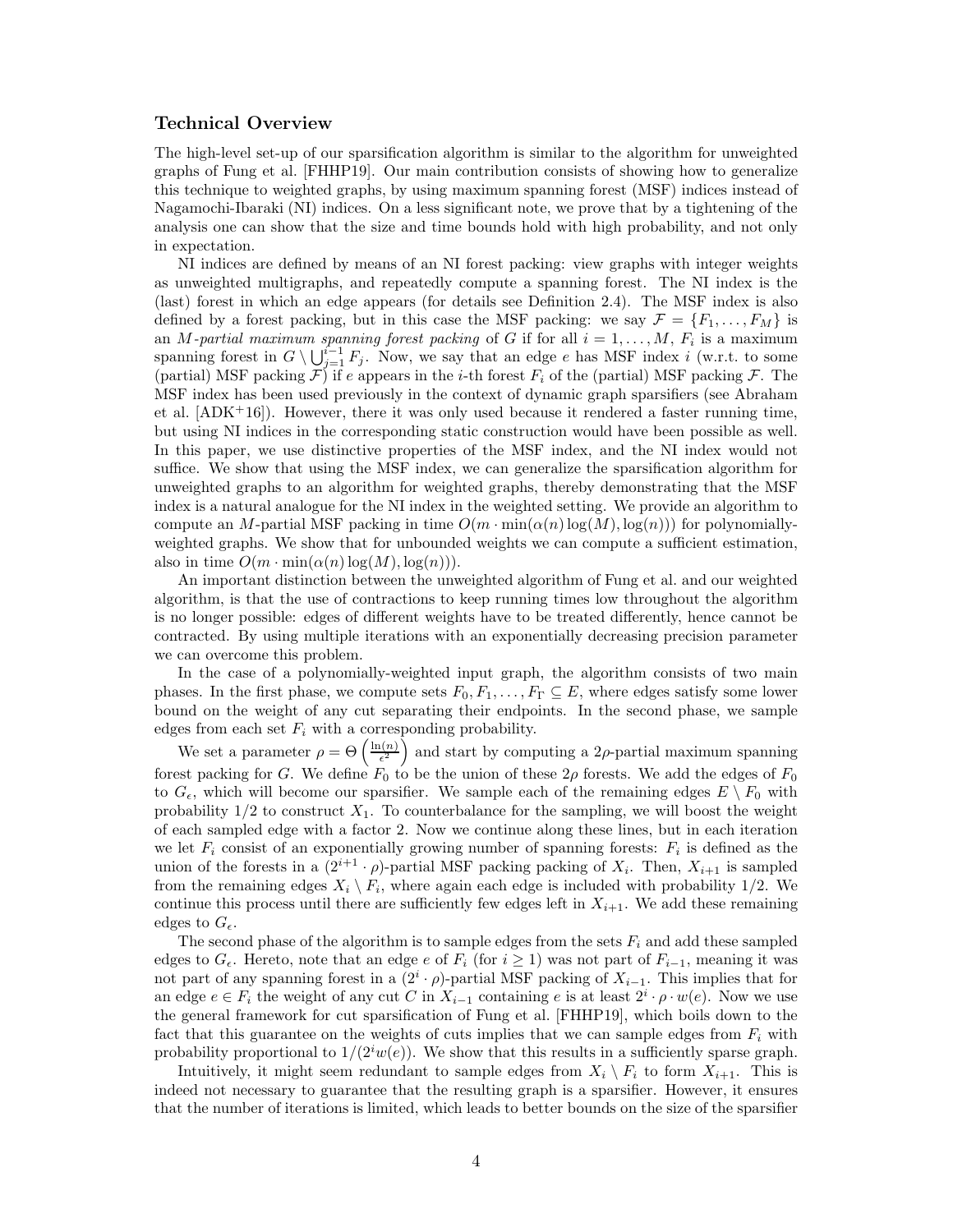### Technical Overview

The high-level set-up of our sparsification algorithm is similar to the algorithm for unweighted graphs of Fung et al. [FHHP19]. Our main contribution consists of showing how to generalize this technique to weighted graphs, by using maximum spanning forest (MSF) indices instead of Nagamochi-Ibaraki (NI) indices. On a less significant note, we prove that by a tightening of the analysis one can show that the size and time bounds hold with high probability, and not only in expectation.

NI indices are defined by means of an NI forest packing: view graphs with integer weights as unweighted multigraphs, and repeatedly compute a spanning forest. The NI index is the (last) forest in which an edge appears (for details see Definition 2.4). The MSF index is also defined by a forest packing, but in this case the MSF packing: we say $\mathcal{F} = \{F_1, \dots, F_M\}$ is an *$M$-partial maximum spanning forest packing* of $G$ if for all $i = 1, \dots, M$, $F_i$ is a maximum spanning forest in $G \setminus \bigcup_{j=1}^{i-1} F_j$. Now, we say that an edge $e$ has MSF index $i$ (w.r.t. to some (partial) MSF packing $\mathcal{F}$) if $e$ appears in the $i$-th forest $F_i$ of the (partial) MSF packing $\mathcal{F}$. The MSF index has been used previously in the context of dynamic graph sparsifiers (see Abraham et al. [ADK+16]). However, there it was only used because it rendered a faster running time, but using NI indices in the corresponding static construction would have been possible as well. In this paper, we use distinctive properties of the MSF index, and the NI index would not suffice. We show that using the MSF index, we can generalize the sparsification algorithm for unweighted graphs to an algorithm for weighted graphs, thereby demonstrating that the MSF index is a natural analogue for the NI index in the weighted setting. We provide an algorithm to compute an $M$-partial MSF packing in time $O(m \cdot \min(\alpha(n) \log(M), \log(n)))$ for polynomially-weighted graphs. We show that for unbounded weights we can compute a sufficient estimation, also in time $O(m \cdot \min(\alpha(n) \log(M), \log(n)))$.

An important distinction between the unweighted algorithm of Fung et al. and our weighted algorithm, is that the use of contractions to keep running times low throughout the algorithm is no longer possible: edges of different weights have to be treated differently, hence cannot be contracted. By using multiple iterations with an exponentially decreasing precision parameter we can overcome this problem.

In the case of a polynomially-weighted input graph, the algorithm consists of two main phases. In the first phase, we compute sets $F_0, F_1, \dots, F_\Gamma \subseteq E$, where edges satisfy some lower bound on the weight of any cut separating their endpoints. In the second phase, we sample edges from each set $F_i$ with a corresponding probability.

We set a parameter $\rho = \Theta\left(\frac{\ln(n)}{\epsilon^2}\right)$ and start by computing a $2\rho$-partial maximum spanning forest packing for $G$. We define $F_0$ to be the union of these $2\rho$ forests. We add the edges of $F_0$ to $G_\epsilon$, which will become our sparsifier. We sample each of the remaining edges $E \setminus F_0$ with probability $1/2$ to construct $X_1$. To counterbalance for the sampling, we will boost the weight of each sampled edge with a factor 2. Now we continue along these lines, but in each iteration we let $F_i$ consist of an exponentially growing number of spanning forests: $F_i$ is defined as the union of the forests in a $(2^{i+1} \cdot \rho)$-partial MSF packing packing of $X_i$. Then, $X_{i+1}$ is sampled from the remaining edges $X_i \setminus F_i$, where again each edge is included with probability $1/2$. We continue this process until there are sufficiently few edges left in $X_{i+1}$. We add these remaining edges to $G_\epsilon$.

The second phase of the algorithm is to sample edges from the sets $F_i$ and add these sampled edges to $G_\epsilon$. Hereto, note that an edge $e$ of $F_i$ (for $i \geq 1$) was not part of $F_{i-1}$, meaning it was not part of any spanning forest in a $(2^i \cdot \rho)$-partial MSF packing of $X_{i-1}$. This implies that for an edge $e \in F_i$ the weight of any cut $C$ in $X_{i-1}$ containing $e$ is at least $2^i \cdot \rho \cdot w(e)$. Now we use the general framework for cut sparsification of Fung et al. [FHHP19], which boils down to the fact that this guarantee on the weights of cuts implies that we can sample edges from $F_i$ with probability proportional to $1/(2^i w(e))$. We show that this results in a sufficiently sparse graph.

Intuitively, it might seem redundant to sample edges from $X_i \setminus F_i$ to form $X_{i+1}$. This is indeed not necessary to guarantee that the resulting graph is a sparsifier. However, it ensures that the number of iterations is limited, which leads to better bounds on the size of the sparsifier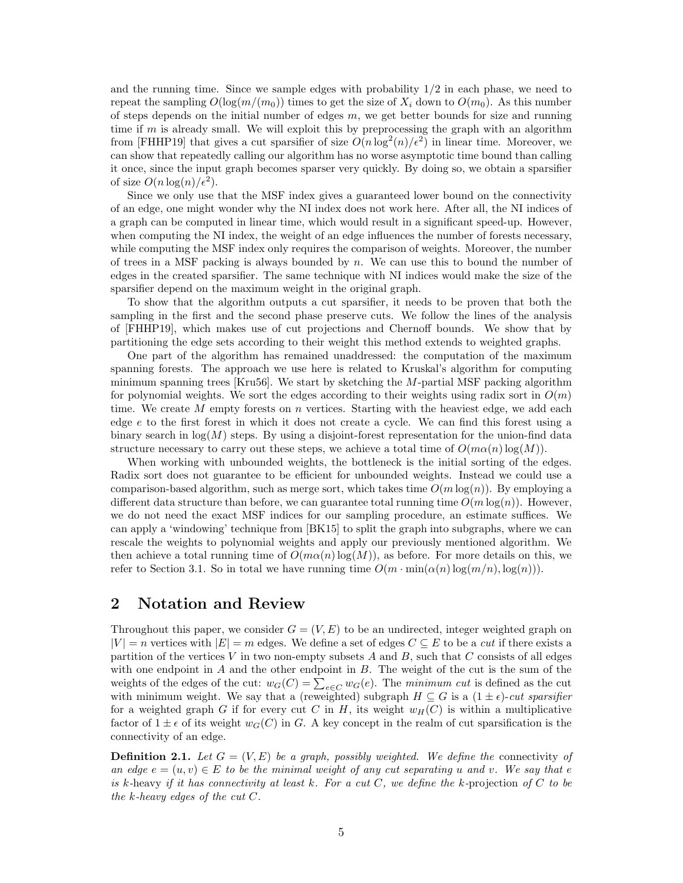and the running time. Since we sample edges with probability 1/2 in each phase, we need to repeat the sampling $O(\log(m/(m_0))$ times to get the size of $X_i$ down to $O(m_0)$. As this number of steps depends on the initial number of edges $m$, we get better bounds for size and running time if $m$ is already small. We will exploit this by preprocessing the graph with an algorithm from [FHHP19] that gives a cut sparsifier of size $O(n \log^2(n)/\epsilon^2)$ in linear time. Moreover, we can show that repeatedly calling our algorithm has no worse asymptotic time bound than calling it once, since the input graph becomes sparser very quickly. By doing so, we obtain a sparsifier of size $O(n \log(n)/\epsilon^2)$.

Since we only use that the MSF index gives a guaranteed lower bound on the connectivity of an edge, one might wonder why the NI index does not work here. After all, the NI indices of a graph can be computed in linear time, which would result in a significant speed-up. However, when computing the NI index, the weight of an edge influences the number of forests necessary, while computing the MSF index only requires the comparison of weights. Moreover, the number of trees in a MSF packing is always bounded by $n$. We can use this to bound the number of edges in the created sparsifier. The same technique with NI indices would make the size of the sparsifier depend on the maximum weight in the original graph.

To show that the algorithm outputs a cut sparsifier, it needs to be proven that both the sampling in the first and the second phase preserve cuts. We follow the lines of the analysis of [FHHP19], which makes use of cut projections and Chernoff bounds. We show that by partitioning the edge sets according to their weight this method extends to weighted graphs.

One part of the algorithm has remained unaddressed: the computation of the maximum spanning forests. The approach we use here is related to Kruskal's algorithm for computing minimum spanning trees [Kru56]. We start by sketching the $M$-partial MSF packing algorithm for polynomial weights. We sort the edges according to their weights using radix sort in $O(m)$ time. We create $M$ empty forests on $n$ vertices. Starting with the heaviest edge, we add each edge $e$ to the first forest in which it does not create a cycle. We can find this forest using a binary search in $\log(M)$ steps. By using a disjoint-forest representation for the union-find data structure necessary to carry out these steps, we achieve a total time of $O(m\alpha(n)\log(M))$.

When working with unbounded weights, the bottleneck is the initial sorting of the edges. Radix sort does not guarantee to be efficient for unbounded weights. Instead we could use a comparison-based algorithm, such as merge sort, which takes time $O(m \log(n))$. By employing a different data structure than before, we can guarantee total running time $O(m \log(n))$. However, we do not need the exact MSF indices for our sampling procedure, an estimate suffices. We can apply a 'windowing' technique from [BK15] to split the graph into subgraphs, where we can rescale the weights to polynomial weights and apply our previously mentioned algorithm. We then achieve a total running time of $O(m\alpha(n)\log(M))$, as before. For more details on this, we refer to Section 3.1. So in total we have running time $O(m \cdot \min(\alpha(n)\log(m/n), \log(n)))$.

## 2 Notation and Review

Throughout this paper, we consider $G = (V, E)$ to be an undirected, integer weighted graph on $|V| = n$ vertices with $|E| = m$ edges. We define a set of edges $C \subseteq E$ to be a *cut* if there exists a partition of the vertices $V$ in two non-empty subsets $A$ and $B$, such that $C$ consists of all edges with one endpoint in $A$ and the other endpoint in $B$. The weight of the cut is the sum of the weights of the edges of the cut: $w_G(C) = \sum_{e \in C} w_G(e)$. The *minimum cut* is defined as the cut with minimum weight. We say that a (reweighted) subgraph $H \subseteq G$ is a $(1 \pm \epsilon)$-*cut sparsifier* for a weighted graph $G$ if for every cut $C$ in $H$, its weight $w_H(C)$ is within a multiplicative factor of $1 \pm \epsilon$ of its weight $w_G(C)$ in $G$. A key concept in the realm of cut sparsification is the connectivity of an edge.

**Definition 2.1.** *Let $G = (V, E)$ be a graph, possibly weighted. We define the* connectivity *of an edge $e = (u, v) \in E$ to be the minimal weight of any cut separating $u$ and $v$. We say that $e$ is $k$-*heavy *if it has connectivity at least $k$. For a cut $C$, we define the $k$-*projection *of $C$ to be the $k$-heavy edges of the cut $C$.*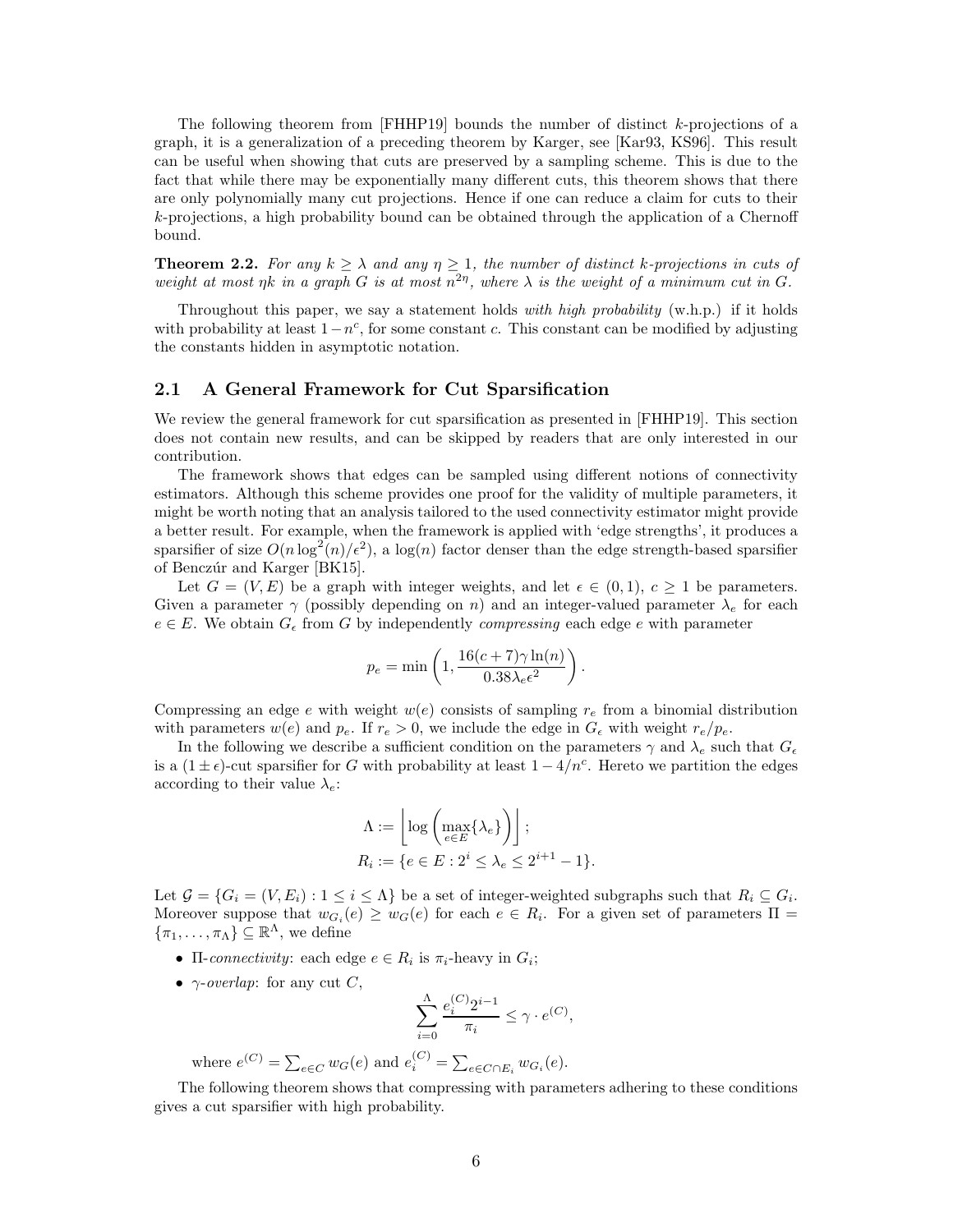The following theorem from [FHHP19] bounds the number of distinct $k$-projections of a graph, it is a generalization of a preceding theorem by Karger, see [Kar93, KS96]. This result can be useful when showing that cuts are preserved by a sampling scheme. This is due to the fact that while there may be exponentially many different cuts, this theorem shows that there are only polynomially many cut projections. Hence if one can reduce a claim for cuts to their $k$-projections, a high probability bound can be obtained through the application of a Chernoff bound.

**Theorem 2.2.** *For any $k \geq \lambda$ and any $\eta \geq 1$, the number of distinct $k$-projections in cuts of weight at most $\eta k$ in a graph $G$ is at most $n^{2\eta}$, where $\lambda$ is the weight of a minimum cut in $G$.*

Throughout this paper, we say a statement holds *with high probability* (w.h.p.) if it holds with probability at least $1 - n^c$, for some constant $c$. This constant can be modified by adjusting the constants hidden in asymptotic notation.

## 2.1 A General Framework for Cut Sparsification

We review the general framework for cut sparsification as presented in [FHHP19]. This section does not contain new results, and can be skipped by readers that are only interested in our contribution.

The framework shows that edges can be sampled using different notions of connectivity estimators. Although this scheme provides one proof for the validity of multiple parameters, it might be worth noting that an analysis tailored to the used connectivity estimator might provide a better result. For example, when the framework is applied with 'edge strengths', it produces a sparsifier of size $O(n \log^2(n)/\epsilon^2)$, a $\log(n)$ factor denser than the edge strength-based sparsifier of Benczúr and Karger [BK15].

Let $G = (V, E)$ be a graph with integer weights, and let $\epsilon \in (0, 1)$, $c \geq 1$ be parameters. Given a parameter $\gamma$ (possibly depending on $n$) and an integer-valued parameter $\lambda_e$ for each $e \in E$. We obtain $G_\epsilon$ from $G$ by independently *compressing* each edge $e$ with parameter

$$p_e = \min\left(1, \frac{16(c+7)\gamma \ln(n)}{0.38 \lambda_e \epsilon^2}\right).$$

Compressing an edge $e$ with weight $w(e)$ consists of sampling $r_e$ from a binomial distribution with parameters $w(e)$ and $p_e$. If $r_e > 0$, we include the edge in $G_\epsilon$ with weight $r_e/p_e$.

In the following we describe a sufficient condition on the parameters $\gamma$ and $\lambda_e$ such that $G_\epsilon$ is a $(1 \pm \epsilon)$-cut sparsifier for $G$ with probability at least $1 - 4/n^c$. Hereto we partition the edges according to their value $\lambda_e$:

$$\Lambda := \left\lfloor \log\left(\max_{e \in E}\{\lambda_e\}\right)\right\rfloor;$$
$$R_i := \{e \in E : 2^i \leq \lambda_e \leq 2^{i+1} - 1\}.$$

Let $\mathcal{G} = \{G_i = (V, E_i) : 1 \leq i \leq \Lambda\}$ be a set of integer-weighted subgraphs such that $R_i \subseteq G_i$. Moreover suppose that $w_{G_i}(e) \geq w_G(e)$ for each $e \in R_i$. For a given set of parameters $\Pi = \{\pi_1, \ldots, \pi_\Lambda\} \subseteq \mathbb{R}^\Lambda$, we define

- $\Pi$-*connectivity*: each edge $e \in R_i$ is $\pi_i$-heavy in $G_i$;
- $\gamma$-*overlap*: for any cut $C$,
$$\sum_{i=0}^{\Lambda} \frac{e_i^{(C)} 2^{i-1}}{\pi_i} \leq \gamma \cdot e^{(C)},$$
where $e^{(C)} = \sum_{e \in C} w_G(e)$ and $e_i^{(C)} = \sum_{e \in C \cap E_i} w_{G_i}(e)$.

The following theorem shows that compressing with parameters adhering to these conditions gives a cut sparsifier with high probability.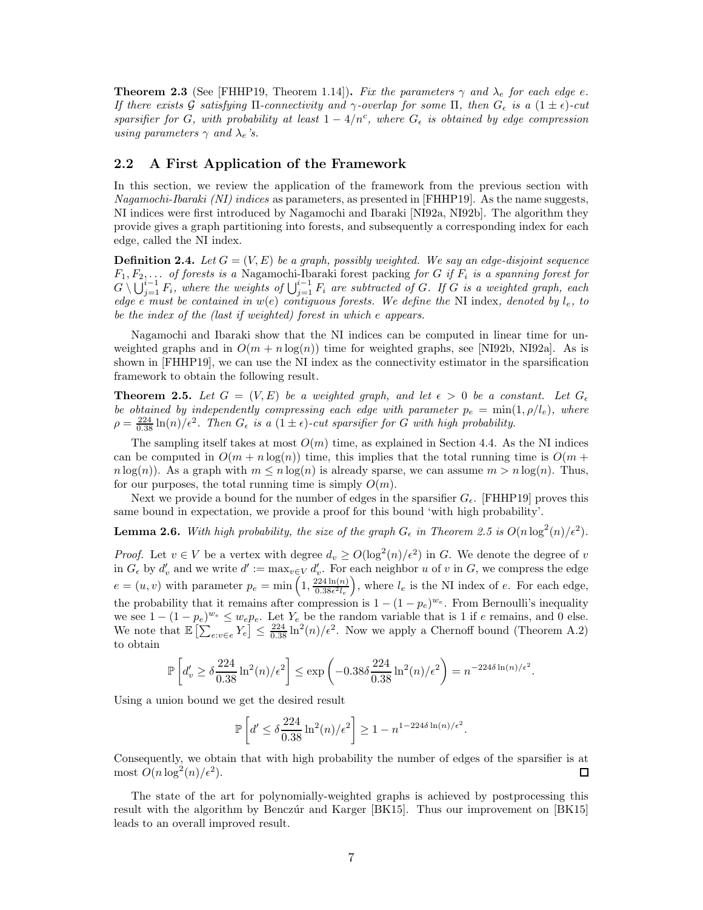**Theorem 2.3** (See [FHHP19, Theorem 1.14])**.** *Fix the parameters $\gamma$ and $\lambda_e$ for each edge $e$. If there exists $\mathcal{G}$ satisfying $\Pi$-connectivity and $\gamma$-overlap for some $\Pi$, then $G_\epsilon$ is a $(1 \pm \epsilon)$-cut sparsifier for $G$, with probability at least $1 - 4/n^c$, where $G_\epsilon$ is obtained by edge compression using parameters $\gamma$ and $\lambda_e$'s.*

## 2.2 A First Application of the Framework

In this section, we review the application of the framework from the previous section with *Nagamochi-Ibaraki (NI) indices* as parameters, as presented in [FHHP19]. As the name suggests, NI indices were first introduced by Nagamochi and Ibaraki [NI92a, NI92b]. The algorithm they provide gives a graph partitioning into forests, and subsequently a corresponding index for each edge, called the NI index.

**Definition 2.4.** *Let $G = (V, E)$ be a graph, possibly weighted. We say an edge-disjoint sequence $F_1, F_2, \ldots$ of forests is a* Nagamochi-Ibaraki forest packing *for $G$ if $F_i$ is a spanning forest for $G \setminus \bigcup_{j=1}^{i-1} F_i$, where the weights of $\bigcup_{j=1}^{i-1} F_i$ are subtracted of $G$. If $G$ is a weighted graph, each edge $e$ must be contained in $w(e)$ contiguous forests. We define the* NI index*, denoted by $l_e$, to be the index of the (last if weighted) forest in which $e$ appears.*

Nagamochi and Ibaraki show that the NI indices can be computed in linear time for unweighted graphs and in $O(m + n\log(n))$ time for weighted graphs, see [NI92b, NI92a]. As is shown in [FHHP19], we can use the NI index as the connectivity estimator in the sparsification framework to obtain the following result.

**Theorem 2.5.** *Let $G = (V, E)$ be a weighted graph, and let $\epsilon > 0$ be a constant. Let $G_\epsilon$ be obtained by independently compressing each edge with parameter $p_e = \min(1, \rho/l_e)$, where $\rho = \frac{224}{0.38}\ln(n)/\epsilon^2$. Then $G_\epsilon$ is a $(1 \pm \epsilon)$-cut sparsifier for $G$ with high probability.*

The sampling itself takes at most $O(m)$ time, as explained in Section 4.4. As the NI indices can be computed in $O(m + n\log(n))$ time, this implies that the total running time is $O(m + n\log(n))$. As a graph with $m \leq n\log(n)$ is already sparse, we can assume $m > n\log(n)$. Thus, for our purposes, the total running time is simply $O(m)$.

Next we provide a bound for the number of edges in the sparsifier $G_\epsilon$. [FHHP19] proves this same bound in expectation, we provide a proof for this bound 'with high probability'.

**Lemma 2.6.** *With high probability, the size of the graph $G_\epsilon$ in Theorem 2.5 is $O(n\log^2(n)/\epsilon^2)$.*

*Proof.* Let $v \in V$ be a vertex with degree $d_v \geq O(\log^2(n)/\epsilon^2)$ in $G$. We denote the degree of $v$ in $G_\epsilon$ by $d'_v$ and we write $d' := \max_{v\in V} d'_v$. For each neighbor $u$ of $v$ in $G$, we compress the edge $e = (u, v)$ with parameter $p_e = \min\left(1, \frac{224\ln(n)}{0.38\epsilon^2 l_e}\right)$, where $l_e$ is the NI index of $e$. For each edge, the probability that it remains after compression is $1 - (1 - p_e)^{w_e}$. From Bernoulli's inequality we see $1 - (1 - p_e)^{w_e} \leq w_e p_e$. Let $Y_e$ be the random variable that is 1 if $e$ remains, and 0 else. We note that $\mathbb{E}\left[\sum_{e:v\in e} Y_e\right] \leq \frac{224}{0.38}\ln^2(n)/\epsilon^2$. Now we apply a Chernoff bound (Theorem A.2) to obtain

$$\mathbb{P}\left[d'_v \geq \delta\frac{224}{0.38}\ln^2(n)/\epsilon^2\right] \leq \exp\left(-0.38\delta\frac{224}{0.38}\ln^2(n)/\epsilon^2\right) = n^{-224\delta\ln(n)/\epsilon^2}.$$

Using a union bound we get the desired result

$$\mathbb{P}\left[d' \leq \delta\frac{224}{0.38}\ln^2(n)/\epsilon^2\right] \geq 1 - n^{1-224\delta\ln(n)/\epsilon^2}.$$

Consequently, we obtain that with high probability the number of edges of the sparsifier is at most $O(n\log^2(n)/\epsilon^2)$. ◻

The state of the art for polynomially-weighted graphs is achieved by postprocessing this result with the algorithm by Benczúr and Karger [BK15]. Thus our improvement on [BK15] leads to an overall improved result.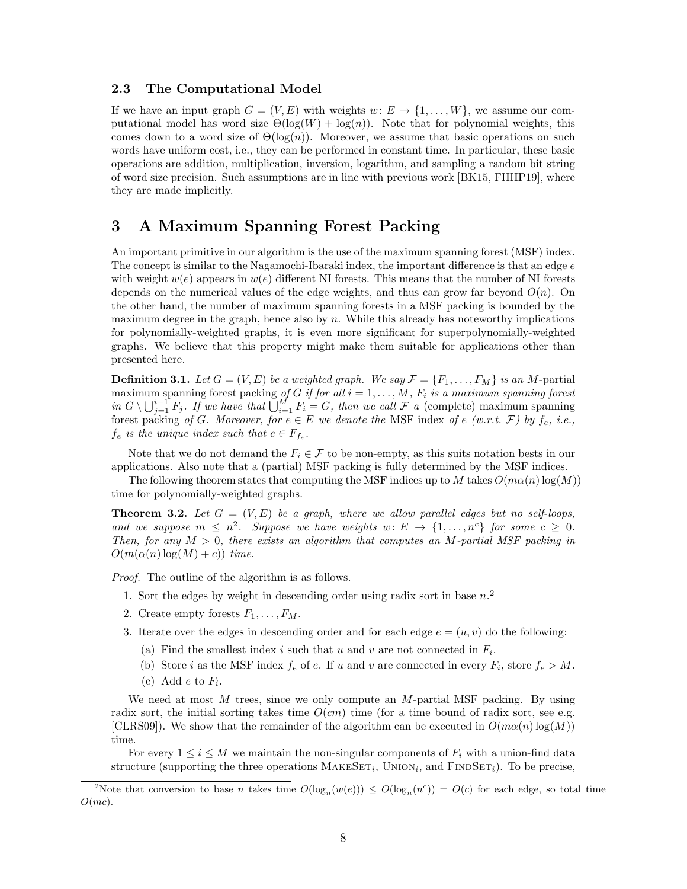### 2.3 The Computational Model

If we have an input graph $G = (V, E)$ with weights $w: E \to \{1, \ldots, W\}$, we assume our computational model has word size $\Theta(\log(W) + \log(n))$. Note that for polynomial weights, this comes down to a word size of $\Theta(\log(n))$. Moreover, we assume that basic operations on such words have uniform cost, i.e., they can be performed in constant time. In particular, these basic operations are addition, multiplication, inversion, logarithm, and sampling a random bit string of word size precision. Such assumptions are in line with previous work [BK15, FHHP19], where they are made implicitly.

# 3 A Maximum Spanning Forest Packing

An important primitive in our algorithm is the use of the maximum spanning forest (MSF) index. The concept is similar to the Nagamochi-Ibaraki index, the important difference is that an edge $e$ with weight $w(e)$ appears in $w(e)$ different NI forests. This means that the number of NI forests depends on the numerical values of the edge weights, and thus can grow far beyond $O(n)$. On the other hand, the number of maximum spanning forests in a MSF packing is bounded by the maximum degree in the graph, hence also by $n$. While this already has noteworthy implications for polynomially-weighted graphs, it is even more significant for superpolynomially-weighted graphs. We believe that this property might make them suitable for applications other than presented here.

**Definition 3.1.** *Let $G = (V, E)$ be a weighted graph. We say $\mathcal{F} = \{F_1, \ldots, F_M\}$ is an $M$-*partial maximum spanning forest packing *of $G$ if for all $i = 1, \ldots, M$, $F_i$ is a maximum spanning forest in $G \setminus \bigcup_{j=1}^{i-1} F_j$. If we have that $\bigcup_{i=1}^{M} F_i = G$, then we call $\mathcal{F}$ a* (complete) maximum spanning forest packing *of $G$. Moreover, for $e \in E$ we denote the* MSF index *of $e$ (w.r.t. $\mathcal{F}$) by $f_e$, i.e., $f_e$ is the unique index such that $e \in F_{f_e}$.*

Note that we do not demand the $F_i \in \mathcal{F}$ to be non-empty, as this suits notation bests in our applications. Also note that a (partial) MSF packing is fully determined by the MSF indices.

The following theorem states that computing the MSF indices up to $M$ takes $O(m\alpha(n)\log(M))$ time for polynomially-weighted graphs.

**Theorem 3.2.** *Let $G = (V, E)$ be a graph, where we allow parallel edges but no self-loops, and we suppose $m \leq n^2$. Suppose we have weights $w: E \to \{1, \ldots, n^c\}$ for some $c \geq 0$. Then, for any $M > 0$, there exists an algorithm that computes an $M$-partial MSF packing in $O(m(\alpha(n)\log(M) + c))$ time.*

*Proof.* The outline of the algorithm is as follows.

1. Sort the edges by weight in descending order using radix sort in base $n$.[2]
2. Create empty forests $F_1, \ldots, F_M$.
3. Iterate over the edges in descending order and for each edge $e = (u, v)$ do the following:
   (a) Find the smallest index $i$ such that $u$ and $v$ are not connected in $F_i$.
   (b) Store $i$ as the MSF index $f_e$ of $e$. If $u$ and $v$ are connected in every $F_i$, store $f_e > M$.
   (c) Add $e$ to $F_i$.

We need at most $M$ trees, since we only compute an $M$-partial MSF packing. By using radix sort, the initial sorting takes time $O(cm)$ time (for a time bound of radix sort, see e.g. [CLRS09]). We show that the remainder of the algorithm can be executed in $O(m\alpha(n)\log(M))$ time.

For every $1 \leq i \leq M$ we maintain the non-singular components of $F_i$ with a union-find data structure (supporting the three operations $\text{MakeSet}_i$, $\text{Union}_i$, and $\text{FindSet}_i$). To be precise,

[2] Note that conversion to base $n$ takes time $O(\log_n(w(e))) \leq O(\log_n(n^c)) = O(c)$ for each edge, so total time $O(mc)$.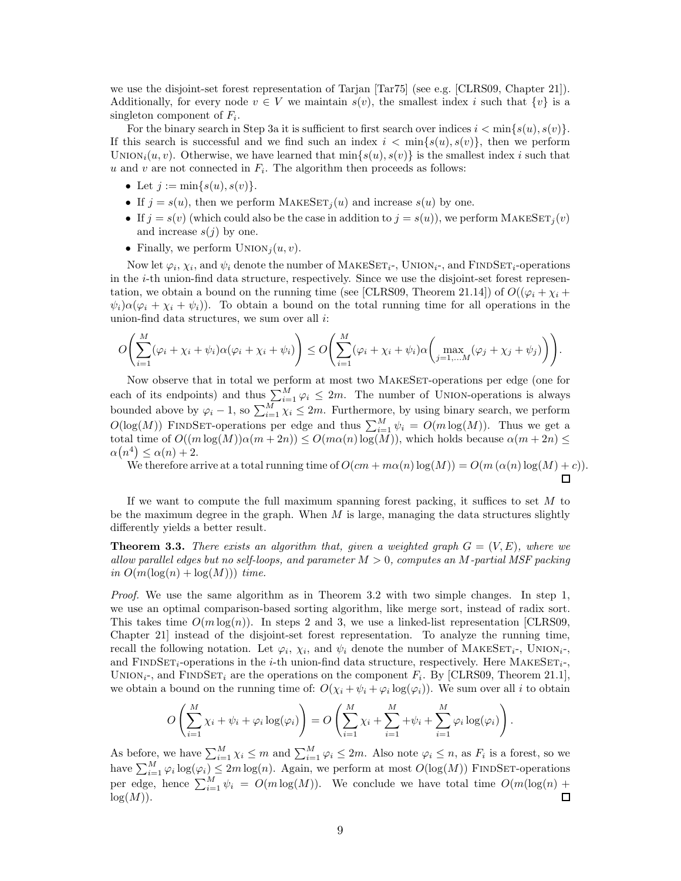we use the disjoint-set forest representation of Tarjan [Tar75] (see e.g. [CLRS09, Chapter 21]). Additionally, for every node $v \in V$ we maintain $s(v)$, the smallest index $i$ such that $\{v\}$ is a singleton component of $F_i$.

For the binary search in Step 3a it is sufficient to first search over indices $i < \min\{s(u), s(v)\}$. If this search is successful and we find such an index $i < \min\{s(u), s(v)\}$, then we perform $\text{Union}_i(u, v)$. Otherwise, we have learned that $\min\{s(u), s(v)\}$ is the smallest index $i$ such that $u$ and $v$ are not connected in $F_i$. The algorithm then proceeds as follows:

- Let $j := \min\{s(u), s(v)\}$.
- If $j = s(u)$, then we perform $\text{MakeSet}_j(u)$ and increase $s(u)$ by one.
- If $j = s(v)$ (which could also be the case in addition to $j = s(u)$), we perform $\text{MakeSet}_j(v)$ and increase $s(j)$ by one.
- Finally, we perform $\text{Union}_j(u, v)$.

Now let $\varphi_i$, $\chi_i$, and $\psi_i$ denote the number of $\text{MakeSet}_i$-, $\text{Union}_i$-, and $\text{FindSet}_i$-operations in the $i$-th union-find data structure, respectively. Since we use the disjoint-set forest representation, we obtain a bound on the running time (see [CLRS09, Theorem 21.14]) of $O((\varphi_i + \chi_i + \psi_i)\alpha(\varphi_i + \chi_i + \psi_i))$. To obtain a bound on the total running time for all operations in the union-find data structures, we sum over all $i$:

$$O\left(\sum_{i=1}^{M} (\varphi_i + \chi_i + \psi_i)\alpha(\varphi_i + \chi_i + \psi_i)\right) \leq O\left(\sum_{i=1}^{M} (\varphi_i + \chi_i + \psi_i)\alpha\left(\max_{j=1,\ldots M}(\varphi_j + \chi_j + \psi_j)\right)\right).$$

Now observe that in total we perform at most two MakeSet-operations per edge (one for each of its endpoints) and thus $\sum_{i=1}^{M} \varphi_i \leq 2m$. The number of Union-operations is always bounded above by $\varphi_i - 1$, so $\sum_{i=1}^{M} \chi_i \leq 2m$. Furthermore, by using binary search, we perform $O(\log(M))$ FindSet-operations per edge and thus $\sum_{i=1}^{M} \psi_i = O(m \log(M))$. Thus we get a total time of $O((m \log(M))\alpha(m + 2n)) \leq O(m\alpha(n)\log(M))$, which holds because $\alpha(m + 2n) \leq \alpha(n^4) \leq \alpha(n) + 2$.

We therefore arrive at a total running time of $O(cm + m\alpha(n)\log(M)) = O(m\,(\alpha(n)\log(M) + c))$. ◻

If we want to compute the full maximum spanning forest packing, it suffices to set $M$ to be the maximum degree in the graph. When $M$ is large, managing the data structures slightly differently yields a better result.

**Theorem 3.3.** *There exists an algorithm that, given a weighted graph $G = (V, E)$, where we allow parallel edges but no self-loops, and parameter $M > 0$, computes an $M$-partial MSF packing in $O(m(\log(n) + \log(M)))$ time.*

*Proof.* We use the same algorithm as in Theorem 3.2 with two simple changes. In step 1, we use an optimal comparison-based sorting algorithm, like merge sort, instead of radix sort. This takes time $O(m \log(n))$. In steps 2 and 3, we use a linked-list representation [CLRS09, Chapter 21] instead of the disjoint-set forest representation. To analyze the running time, recall the following notation. Let $\varphi_i$, $\chi_i$, and $\psi_i$ denote the number of $\text{MakeSet}_i$-, $\text{Union}_i$-, and $\text{FindSet}_i$-operations in the $i$-th union-find data structure, respectively. Here $\text{MakeSet}_i$-, $\text{Union}_i$-, and $\text{FindSet}_i$ are the operations on the component $F_i$. By [CLRS09, Theorem 21.1], we obtain a bound on the running time of: $O(\chi_i + \psi_i + \varphi_i \log(\varphi_i))$. We sum over all $i$ to obtain

$$O\left(\sum_{i=1}^{M} \chi_i + \psi_i + \varphi_i \log(\varphi_i)\right) = O\left(\sum_{i=1}^{M} \chi_i + \sum_{i=1}^{M} + \psi_i + \sum_{i=1}^{M} \varphi_i \log(\varphi_i)\right).$$

As before, we have $\sum_{i=1}^{M} \chi_i \leq m$ and $\sum_{i=1}^{M} \varphi_i \leq 2m$. Also note $\varphi_i \leq n$, as $F_i$ is a forest, so we have $\sum_{i=1}^{M} \varphi_i \log(\varphi_i) \leq 2m \log(n)$. Again, we perform at most $O(\log(M))$ FindSet-operations per edge, hence $\sum_{i=1}^{M} \psi_i = O(m \log(M))$. We conclude we have total time $O(m(\log(n) + \log(M))$. ◻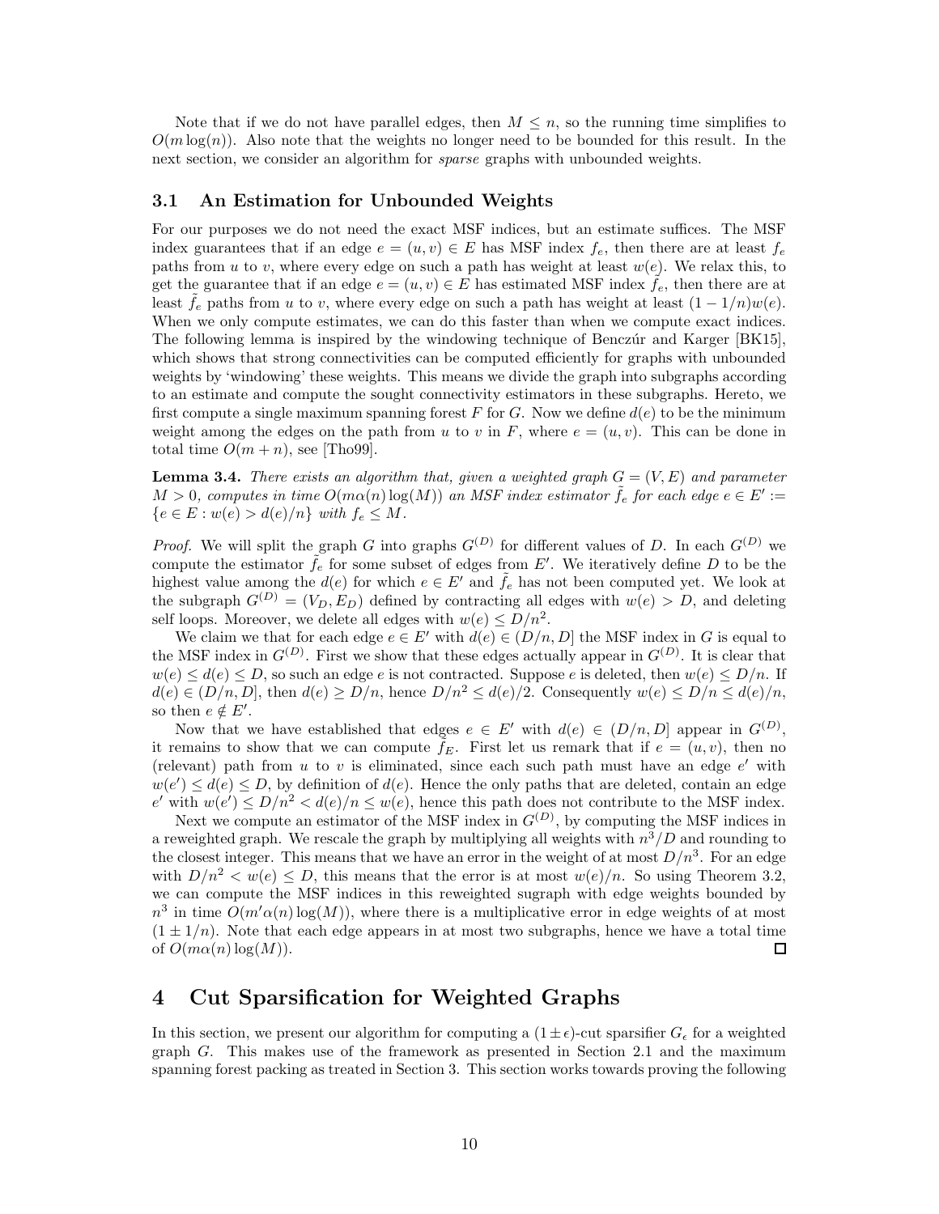Note that if we do not have parallel edges, then $M \leq n$, so the running time simplifies to $O(m \log(n))$. Also note that the weights no longer need to be bounded for this result. In the next section, we consider an algorithm for *sparse* graphs with unbounded weights.

### 3.1 An Estimation for Unbounded Weights

For our purposes we do not need the exact MSF indices, but an estimate suffices. The MSF index guarantees that if an edge $e = (u, v) \in E$ has MSF index $f_e$, then there are at least $f_e$ paths from $u$ to $v$, where every edge on such a path has weight at least $w(e)$. We relax this, to get the guarantee that if an edge $e = (u, v) \in E$ has estimated MSF index $\tilde{f}_e$, then there are at least $\tilde{f}_e$ paths from $u$ to $v$, where every edge on such a path has weight at least $(1 - 1/n)w(e)$. When we only compute estimates, we can do this faster than when we compute exact indices. The following lemma is inspired by the windowing technique of Benczúr and Karger [BK15], which shows that strong connectivities can be computed efficiently for graphs with unbounded weights by 'windowing' these weights. This means we divide the graph into subgraphs according to an estimate and compute the sought connectivity estimators in these subgraphs. Hereto, we first compute a single maximum spanning forest $F$ for $G$. Now we define $d(e)$ to be the minimum weight among the edges on the path from $u$ to $v$ in $F$, where $e = (u, v)$. This can be done in total time $O(m + n)$, see [Tho99].

**Lemma 3.4.** *There exists an algorithm that, given a weighted graph $G = (V, E)$ and parameter $M > 0$, computes in time $O(m\alpha(n) \log(M))$ an MSF index estimator $\tilde{f}_e$ for each edge $e \in E' := \{e \in E : w(e) > d(e)/n\}$ with $f_e \leq M$.*

*Proof.* We will split the graph $G$ into graphs $G^{(D)}$ for different values of $D$. In each $G^{(D)}$ we compute the estimator $\tilde{f}_e$ for some subset of edges from $E'$. We iteratively define $D$ to be the highest value among the $d(e)$ for which $e \in E'$ and $\tilde{f}_e$ has not been computed yet. We look at the subgraph $G^{(D)} = (V_D, E_D)$ defined by contracting all edges with $w(e) > D$, and deleting self loops. Moreover, we delete all edges with $w(e) \leq D/n^2$.

We claim we that for each edge $e \in E'$ with $d(e) \in (D/n, D]$ the MSF index in $G$ is equal to the MSF index in $G^{(D)}$. First we show that these edges actually appear in $G^{(D)}$. It is clear that $w(e) \leq d(e) \leq D$, so such an edge $e$ is not contracted. Suppose $e$ is deleted, then $w(e) \leq D/n$. If $d(e) \in (D/n, D]$, then $d(e) \geq D/n$, hence $D/n^2 \leq d(e)/2$. Consequently $w(e) \leq D/n \leq d(e)/n$, so then $e \notin E'$.

Now that we have established that edges $e \in E'$ with $d(e) \in (D/n, D]$ appear in $G^{(D)}$, it remains to show that we can compute $\tilde{f}_E$. First let us remark that if $e = (u, v)$, then no (relevant) path from $u$ to $v$ is eliminated, since each such path must have an edge $e'$ with $w(e') \leq d(e) \leq D$, by definition of $d(e)$. Hence the only paths that are deleted, contain an edge $e'$ with $w(e') \leq D/n^2 < d(e)/n \leq w(e)$, hence this path does not contribute to the MSF index.

Next we compute an estimator of the MSF index in $G^{(D)}$, by computing the MSF indices in a reweighted graph. We rescale the graph by multiplying all weights with $n^3/D$ and rounding to the closest integer. This means that we have an error in the weight of at most $D/n^3$. For an edge with $D/n^2 < w(e) \leq D$, this means that the error is at most $w(e)/n$. So using Theorem 3.2, we can compute the MSF indices in this reweighted sugraph with edge weights bounded by $n^3$ in time $O(m'\alpha(n) \log(M))$, where there is a multiplicative error in edge weights of at most $(1 \pm 1/n)$. Note that each edge appears in at most two subgraphs, hence we have a total time of $O(m\alpha(n) \log(M))$. $\square$

## 4 Cut Sparsification for Weighted Graphs

In this section, we present our algorithm for computing a $(1 \pm \epsilon)$-cut sparsifier $G_\epsilon$ for a weighted graph $G$. This makes use of the framework as presented in Section 2.1 and the maximum spanning forest packing as treated in Section 3. This section works towards proving the following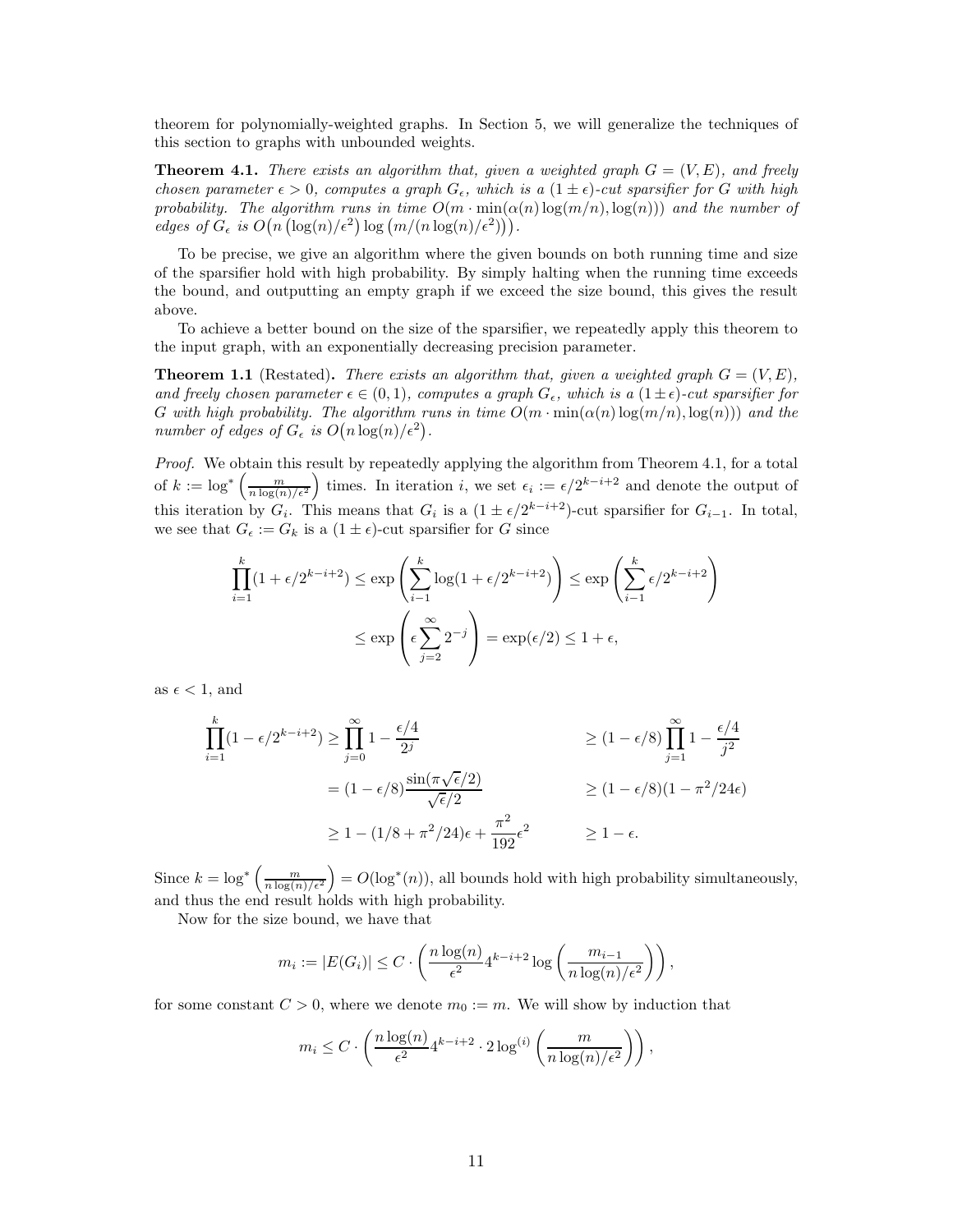theorem for polynomially-weighted graphs. In Section 5, we will generalize the techniques of this section to graphs with unbounded weights.

**Theorem 4.1.** *There exists an algorithm that, given a weighted graph $G = (V, E)$, and freely chosen parameter $\epsilon > 0$, computes a graph $G_\epsilon$, which is a $(1 \pm \epsilon)$-cut sparsifier for $G$ with high probability. The algorithm runs in time $O(m \cdot \min(\alpha(n) \log(m/n), \log(n)))$ and the number of edges of $G_\epsilon$ is $O\big(n \left(\log(n)/\epsilon^2\right) \log\left(m/(n \log(n)/\epsilon^2)\right)\big)$.*

To be precise, we give an algorithm where the given bounds on both running time and size of the sparsifier hold with high probability. By simply halting when the running time exceeds the bound, and outputting an empty graph if we exceed the size bound, this gives the result above.

To achieve a better bound on the size of the sparsifier, we repeatedly apply this theorem to the input graph, with an exponentially decreasing precision parameter.

**Theorem 1.1** (Restated)**.** *There exists an algorithm that, given a weighted graph $G = (V, E)$, and freely chosen parameter $\epsilon \in (0, 1)$, computes a graph $G_\epsilon$, which is a $(1 \pm \epsilon)$-cut sparsifier for $G$ with high probability. The algorithm runs in time $O(m \cdot \min(\alpha(n) \log(m/n), \log(n)))$ and the number of edges of $G_\epsilon$ is $O\big(n \log(n)/\epsilon^2\big)$.*

*Proof.* We obtain this result by repeatedly applying the algorithm from Theorem 4.1, for a total of $k := \log^*\left(\frac{m}{n \log(n)/\epsilon^2}\right)$ times. In iteration $i$, we set $\epsilon_i := \epsilon/2^{k-i+2}$ and denote the output of this iteration by $G_i$. This means that $G_i$ is a $(1 \pm \epsilon/2^{k-i+2})$-cut sparsifier for $G_{i-1}$. In total, we see that $G_\epsilon := G_k$ is a $(1 \pm \epsilon)$-cut sparsifier for $G$ since

$$\prod_{i=1}^{k}(1 + \epsilon/2^{k-i+2}) \leq \exp\left(\sum_{i-1}^{k} \log(1 + \epsilon/2^{k-i+2})\right) \leq \exp\left(\sum_{i-1}^{k} \epsilon/2^{k-i+2}\right)$$

$$\leq \exp\left(\epsilon \sum_{j=2}^{\infty} 2^{-j}\right) = \exp(\epsilon/2) \leq 1 + \epsilon,$$

as $\epsilon < 1$, and

$$\begin{aligned}
\prod_{i=1}^{k}(1 - \epsilon/2^{k-i+2}) &\geq \prod_{j=0}^{\infty} 1 - \frac{\epsilon/4}{2^j} && \geq (1 - \epsilon/8) \prod_{j=1}^{\infty} 1 - \frac{\epsilon/4}{j^2} \\
&= (1 - \epsilon/8) \frac{\sin(\pi\sqrt{\epsilon}/2)}{\sqrt{\epsilon}/2} && \geq (1 - \epsilon/8)(1 - \pi^2/24\epsilon) \\
&\geq 1 - (1/8 + \pi^2/24)\epsilon + \frac{\pi^2}{192}\epsilon^2 && \geq 1 - \epsilon.
\end{aligned}$$

Since $k = \log^*\left(\frac{m}{n \log(n)/\epsilon^2}\right) = O(\log^*(n))$, all bounds hold with high probability simultaneously, and thus the end result holds with high probability.

Now for the size bound, we have that

$$m_i := |E(G_i)| \leq C \cdot \left(\frac{n \log(n)}{\epsilon^2} 4^{k-i+2} \log\left(\frac{m_{i-1}}{n \log(n)/\epsilon^2}\right)\right),$$

for some constant $C > 0$, where we denote $m_0 := m$. We will show by induction that

$$m_i \leq C \cdot \left(\frac{n \log(n)}{\epsilon^2} 4^{k-i+2} \cdot 2 \log^{(i)}\left(\frac{m}{n \log(n)/\epsilon^2}\right)\right),$$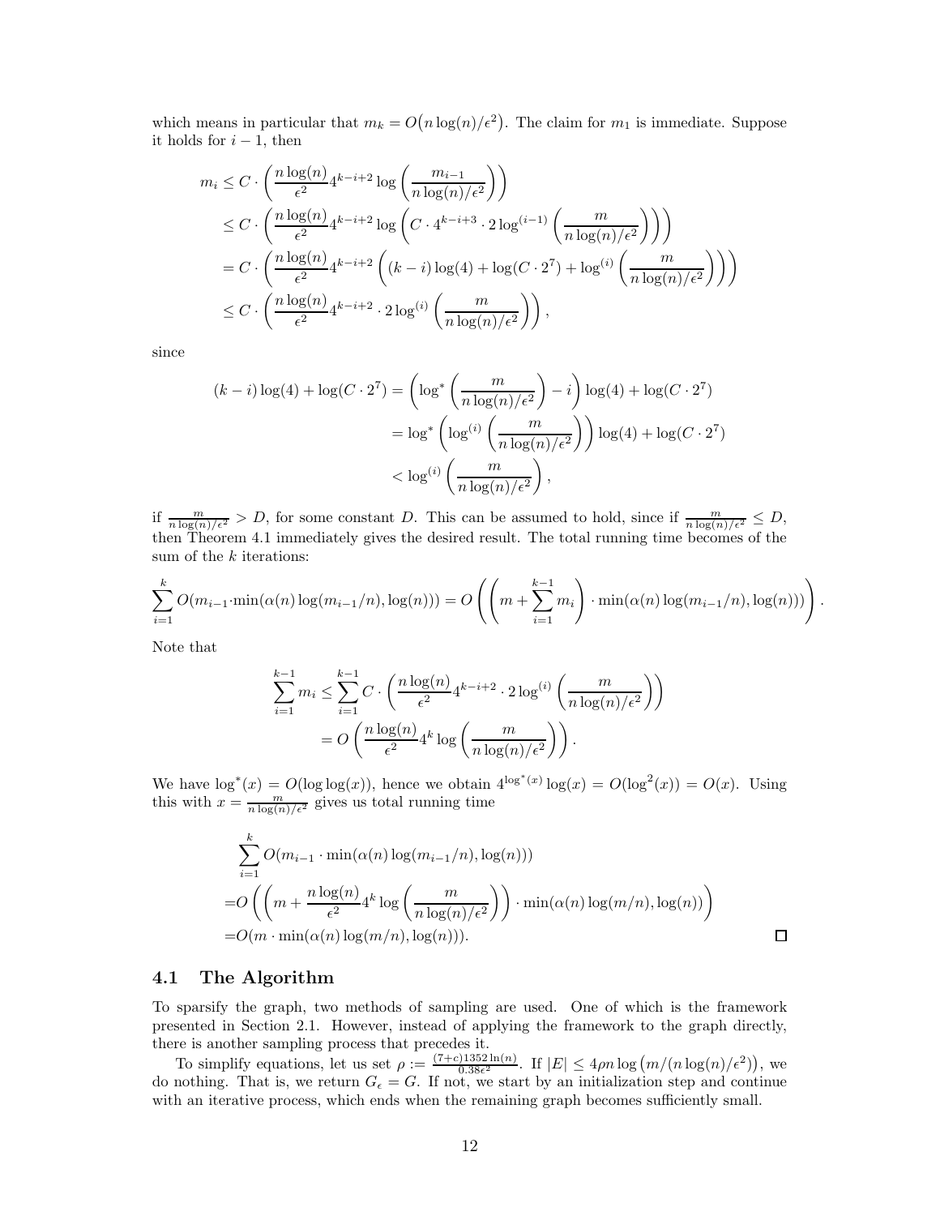which means in particular that $m_k = O\big(n\log(n)/\epsilon^2\big)$. The claim for $m_1$ is immediate. Suppose it holds for $i-1$, then

$$
\begin{aligned}
m_i &\leq C \cdot \left(\frac{n\log(n)}{\epsilon^2} 4^{k-i+2} \log\left(\frac{m_{i-1}}{n\log(n)/\epsilon^2}\right)\right) \\
&\leq C \cdot \left(\frac{n\log(n)}{\epsilon^2} 4^{k-i+2} \log\left(C \cdot 4^{k-i+3} \cdot 2\log^{(i-1)}\left(\frac{m}{n\log(n)/\epsilon^2}\right)\right)\right) \\
&= C \cdot \left(\frac{n\log(n)}{\epsilon^2} 4^{k-i+2} \left((k-i)\log(4) + \log(C\cdot 2^7) + \log^{(i)}\left(\frac{m}{n\log(n)/\epsilon^2}\right)\right)\right) \\
&\leq C \cdot \left(\frac{n\log(n)}{\epsilon^2} 4^{k-i+2} \cdot 2\log^{(i)}\left(\frac{m}{n\log(n)/\epsilon^2}\right)\right),
\end{aligned}
$$

since

$$
\begin{aligned}
(k-i)\log(4) + \log(C\cdot 2^7) &= \left(\log^*\left(\frac{m}{n\log(n)/\epsilon^2}\right) - i\right)\log(4) + \log(C\cdot 2^7) \\
&= \log^*\left(\log^{(i)}\left(\frac{m}{n\log(n)/\epsilon^2}\right)\right)\log(4) + \log(C\cdot 2^7) \\
&< \log^{(i)}\left(\frac{m}{n\log(n)/\epsilon^2}\right),
\end{aligned}
$$

if $\frac{m}{n\log(n)/\epsilon^2} > D$, for some constant $D$. This can be assumed to hold, since if $\frac{m}{n\log(n)/\epsilon^2} \leq D$, then Theorem 4.1 immediately gives the desired result. The total running time becomes of the sum of the $k$ iterations:

$$
\sum_{i=1}^{k} O(m_{i-1}\cdot\min(\alpha(n)\log(m_{i-1}/n),\log(n))) = O\left(\left(m + \sum_{i=1}^{k-1} m_i\right)\cdot\min(\alpha(n)\log(m_{i-1}/n),\log(n)))\right).
$$

Note that

$$
\begin{aligned}
\sum_{i=1}^{k-1} m_i &\leq \sum_{i=1}^{k-1} C\cdot\left(\frac{n\log(n)}{\epsilon^2}4^{k-i+2}\cdot 2\log^{(i)}\left(\frac{m}{n\log(n)/\epsilon^2}\right)\right) \\
&= O\left(\frac{n\log(n)}{\epsilon^2}4^k \log\left(\frac{m}{n\log(n)/\epsilon^2}\right)\right).
\end{aligned}
$$

We have $\log^*(x) = O(\log\log(x))$, hence we obtain $4^{\log^*(x)}\log(x) = O(\log^2(x)) = O(x)$. Using this with $x = \frac{m}{n\log(n)/\epsilon^2}$ gives us total running time

$$
\begin{aligned}
&\sum_{i=1}^{k} O(m_{i-1}\cdot\min(\alpha(n)\log(m_{i-1}/n),\log(n))) \\
=&O\left(\left(m + \frac{n\log(n)}{\epsilon^2}4^k\log\left(\frac{m}{n\log(n)/\epsilon^2}\right)\right)\cdot\min(\alpha(n)\log(m/n),\log(n))\right) \\
=&O(m\cdot\min(\alpha(n)\log(m/n),\log(n))).
\end{aligned}
$$

□

## 4.1 The Algorithm

To sparsify the graph, two methods of sampling are used. One of which is the framework presented in Section 2.1. However, instead of applying the framework to the graph directly, there is another sampling process that precedes it.

To simplify equations, let us set $\rho := \frac{(7+c)1352\ln(n)}{0.38\epsilon^2}$. If $|E| \leq 4\rho n\log\big(m/(n\log(n)/\epsilon^2)\big)$, we do nothing. That is, we return $G_\epsilon = G$. If not, we start by an initialization step and continue with an iterative process, which ends when the remaining graph becomes sufficiently small.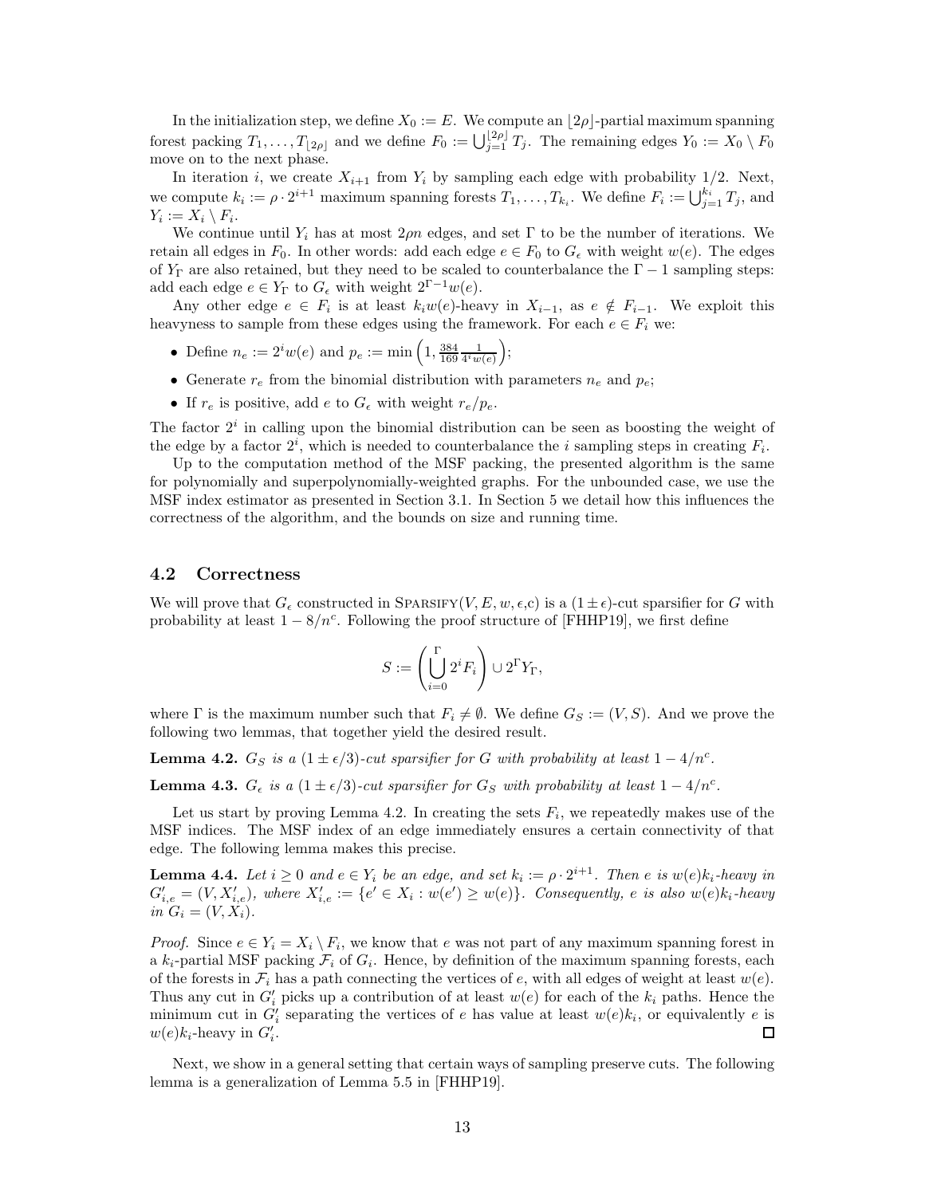In the initialization step, we define $X_0 := E$. We compute an $\lfloor 2\rho \rfloor$-partial maximum spanning forest packing $T_1, \ldots, T_{\lfloor 2\rho \rfloor}$ and we define $F_0 := \bigcup_{j=1}^{\lfloor 2\rho \rfloor} T_j$. The remaining edges $Y_0 := X_0 \setminus F_0$ move on to the next phase.

In iteration $i$, we create $X_{i+1}$ from $Y_i$ by sampling each edge with probability $1/2$. Next, we compute $k_i := \rho \cdot 2^{i+1}$ maximum spanning forests $T_1, \ldots, T_{k_i}$. We define $F_i := \bigcup_{j=1}^{k_i} T_j$, and $Y_i := X_i \setminus F_i$.

We continue until $Y_i$ has at most $2\rho n$ edges, and set $\Gamma$ to be the number of iterations. We retain all edges in $F_0$. In other words: add each edge $e \in F_0$ to $G_\epsilon$ with weight $w(e)$. The edges of $Y_\Gamma$ are also retained, but they need to be scaled to counterbalance the $\Gamma - 1$ sampling steps: add each edge $e \in Y_\Gamma$ to $G_\epsilon$ with weight $2^{\Gamma-1} w(e)$.

Any other edge $e \in F_i$ is at least $k_i w(e)$-heavy in $X_{i-1}$, as $e \notin F_{i-1}$. We exploit this heavyness to sample from these edges using the framework. For each $e \in F_i$ we:

- Define $n_e := 2^i w(e)$ and $p_e := \min\left(1, \frac{384}{169} \frac{1}{4^i w(e)}\right)$;
- Generate $r_e$ from the binomial distribution with parameters $n_e$ and $p_e$;
- If $r_e$ is positive, add $e$ to $G_\epsilon$ with weight $r_e/p_e$.

The factor $2^i$ in calling upon the binomial distribution can be seen as boosting the weight of the edge by a factor $2^i$, which is needed to counterbalance the $i$ sampling steps in creating $F_i$.

Up to the computation method of the MSF packing, the presented algorithm is the same for polynomially and superpolynomially-weighted graphs. For the unbounded case, we use the MSF index estimator as presented in Section 3.1. In Section 5 we detail how this influences the correctness of the algorithm, and the bounds on size and running time.

## 4.2 Correctness

We will prove that $G_\epsilon$ constructed in Sparsify($V, E, w, \epsilon$,c) is a $(1 \pm \epsilon)$-cut sparsifier for $G$ with probability at least $1 - 8/n^c$. Following the proof structure of [FHHP19], we first define

$$S := \left( \bigcup_{i=0}^{\Gamma} 2^i F_i \right) \cup 2^\Gamma Y_\Gamma,$$

where $\Gamma$ is the maximum number such that $F_i \neq \emptyset$. We define $G_S := (V, S)$. And we prove the following two lemmas, that together yield the desired result.

**Lemma 4.2.** *$G_S$ is a $(1 \pm \epsilon/3)$-cut sparsifier for $G$ with probability at least $1 - 4/n^c$.*

**Lemma 4.3.** *$G_\epsilon$ is a $(1 \pm \epsilon/3)$-cut sparsifier for $G_S$ with probability at least $1 - 4/n^c$.*

Let us start by proving Lemma 4.2. In creating the sets $F_i$, we repeatedly makes use of the MSF indices. The MSF index of an edge immediately ensures a certain connectivity of that edge. The following lemma makes this precise.

**Lemma 4.4.** *Let $i \geq 0$ and $e \in Y_i$ be an edge, and set $k_i := \rho \cdot 2^{i+1}$. Then $e$ is $w(e)k_i$-heavy in $G'_{i,e} = (V, X'_{i,e})$, where $X'_{i,e} := \{e' \in X_i : w(e') \geq w(e)\}$. Consequently, $e$ is also $w(e)k_i$-heavy in $G_i = (V, X_i)$.*

*Proof.* Since $e \in Y_i = X_i \setminus F_i$, we know that $e$ was not part of any maximum spanning forest in a $k_i$-partial MSF packing $\mathcal{F}_i$ of $G_i$. Hence, by definition of the maximum spanning forests, each of the forests in $\mathcal{F}_i$ has a path connecting the vertices of $e$, with all edges of weight at least $w(e)$. Thus any cut in $G'_i$ picks up a contribution of at least $w(e)$ for each of the $k_i$ paths. Hence the minimum cut in $G'_i$ separating the vertices of $e$ has value at least $w(e)k_i$, or equivalently $e$ is $w(e)k_i$-heavy in $G'_i$. ◻

Next, we show in a general setting that certain ways of sampling preserve cuts. The following lemma is a generalization of Lemma 5.5 in [FHHP19].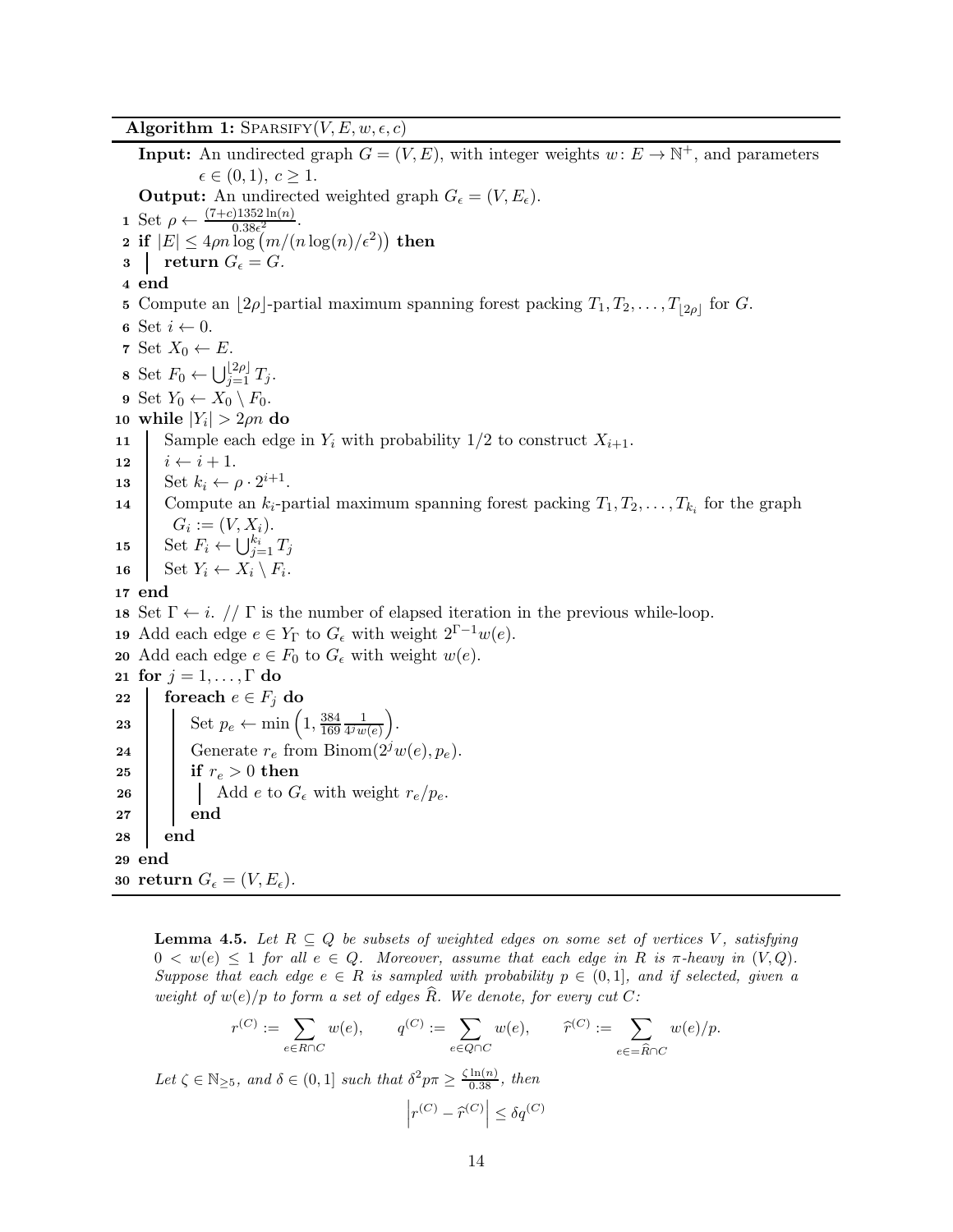**Algorithm 1:** SPARSIFY$(V, E, w, \epsilon, c)$

**Input:** An undirected graph $G = (V, E)$, with integer weights $w\colon E \to \mathbb{N}^+$, and parameters $\epsilon \in (0, 1)$, $c \geq 1$.

**Output:** An undirected weighted graph $G_\epsilon = (V, E_\epsilon)$.

```
1  Set ρ ← (7+c)1352 ln(n) / (0.38ε²).
2  if |E| ≤ 4ρn log(m/(n log(n)/ε²)) then
3  |  return G_ε = G.
4  end
5  Compute an ⌊2ρ⌋-partial maximum spanning forest packing T_1, T_2, ..., T_⌊2ρ⌋ for G.
6  Set i ← 0.
7  Set X_0 ← E.
8  Set F_0 ← ⋃_{j=1}^{⌊2ρ⌋} T_j.
9  Set Y_0 ← X_0 \ F_0.
10 while |Y_i| > 2ρn do
11 |  Sample each edge in Y_i with probability 1/2 to construct X_{i+1}.
12 |  i ← i + 1.
13 |  Set k_i ← ρ · 2^{i+1}.
14 |  Compute an k_i-partial maximum spanning forest packing T_1, T_2, ..., T_{k_i} for the graph
   |    G_i := (V, X_i).
15 |  Set F_i ← ⋃_{j=1}^{k_i} T_j
16 |  Set Y_i ← X_i \ F_i.
17 end
18 Set Γ ← i. // Γ is the number of elapsed iteration in the previous while-loop.
19 Add each edge e ∈ Y_Γ to G_ε with weight 2^{Γ−1} w(e).
20 Add each edge e ∈ F_0 to G_ε with weight w(e).
21 for j = 1, ..., Γ do
22 |  foreach e ∈ F_j do
23 |  |  Set p_e ← min(1, (384/169) · 1/(4^j w(e))).
24 |  |  Generate r_e from Binom(2^j w(e), p_e).
25 |  |  if r_e > 0 then
26 |  |  |  Add e to G_ε with weight r_e/p_e.
27 |  |  end
28 |  end
29 end
30 return G_ε = (V, E_ε).
```

**Lemma 4.5.** *Let $R \subseteq Q$ be subsets of weighted edges on some set of vertices $V$, satisfying $0 < w(e) \leq 1$ for all $e \in Q$. Moreover, assume that each edge in $R$ is $\pi$-heavy in $(V, Q)$. Suppose that each edge $e \in R$ is sampled with probability $p \in (0, 1]$, and if selected, given a weight of $w(e)/p$ to form a set of edges $\widehat{R}$. We denote, for every cut $C$:*

$$r^{(C)} := \sum_{e \in R \cap C} w(e), \qquad q^{(C)} := \sum_{e \in Q \cap C} w(e), \qquad \widehat{r}^{(C)} := \sum_{e \in = \widehat{R} \cap C} w(e)/p.$$

*Let $\zeta \in \mathbb{N}_{\geq 5}$, and $\delta \in (0, 1]$ such that $\delta^2 p \pi \geq \frac{\zeta \ln(n)}{0.38}$, then*

$$\left| r^{(C)} - \widehat{r}^{(C)} \right| \leq \delta q^{(C)}$$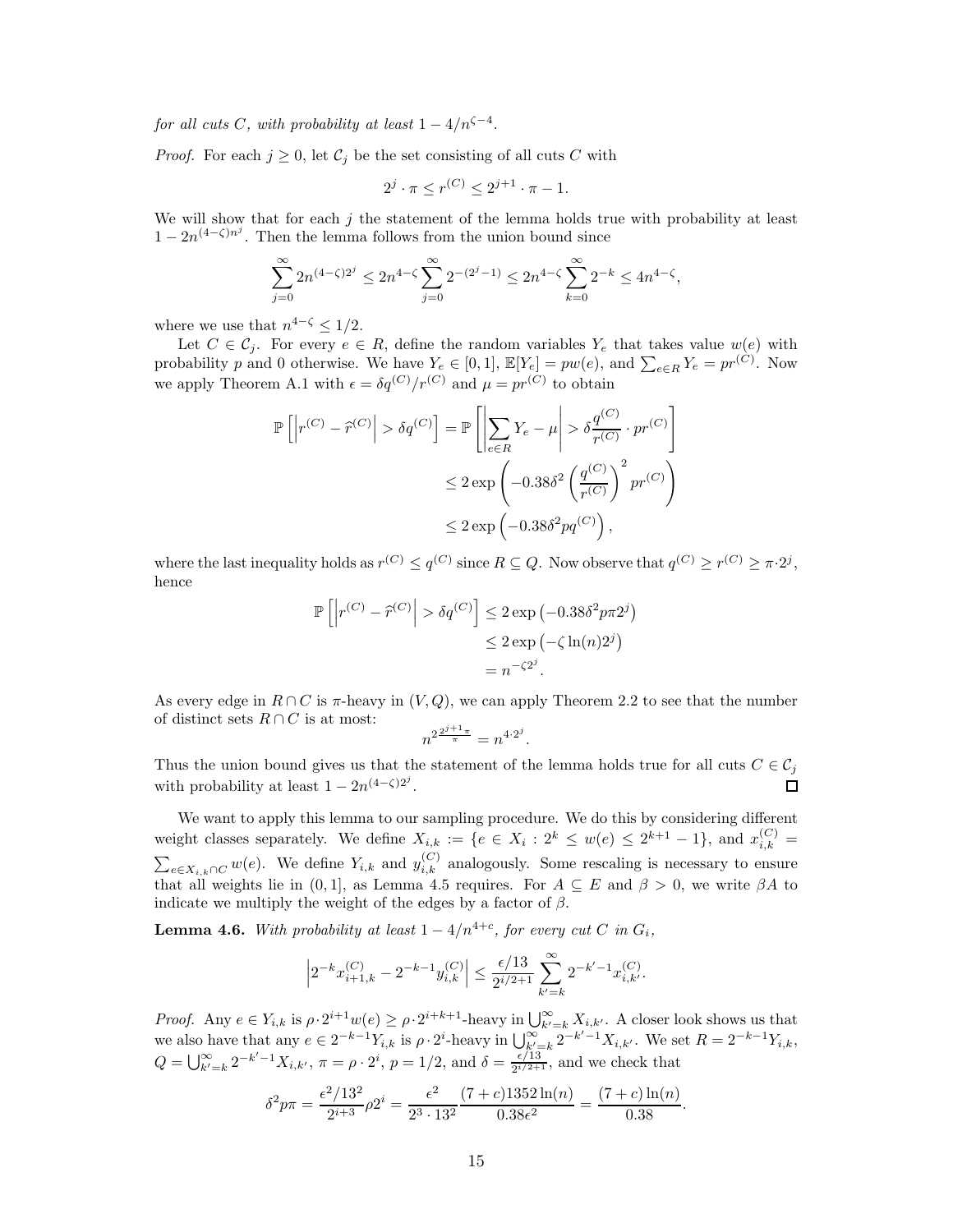*for all cuts $C$, with probability at least $1 - 4/n^{\zeta-4}$.*

*Proof.* For each $j \geq 0$, let $\mathcal{C}_j$ be the set consisting of all cuts $C$ with

$$2^j \cdot \pi \leq r^{(C)} \leq 2^{j+1} \cdot \pi - 1.$$

We will show that for each $j$ the statement of the lemma holds true with probability at least $1 - 2n^{(4-\zeta)n^j}$. Then the lemma follows from the union bound since

$$\sum_{j=0}^{\infty} 2n^{(4-\zeta)2^j} \leq 2n^{4-\zeta} \sum_{j=0}^{\infty} 2^{-(2^j-1)} \leq 2n^{4-\zeta} \sum_{k=0}^{\infty} 2^{-k} \leq 4n^{4-\zeta},$$

where we use that $n^{4-\zeta} \leq 1/2$.

Let $C \in \mathcal{C}_j$. For every $e \in R$, define the random variables $Y_e$ that takes value $w(e)$ with probability $p$ and 0 otherwise. We have $Y_e \in [0,1]$, $\mathbb{E}[Y_e] = pw(e)$, and $\sum_{e \in R} Y_e = pr^{(C)}$. Now we apply Theorem A.1 with $\epsilon = \delta q^{(C)}/r^{(C)}$ and $\mu = pr^{(C)}$ to obtain

$$\begin{aligned}
\mathbb{P}\left[\left|r^{(C)} - \widehat{r}^{(C)}\right| > \delta q^{(C)}\right] &= \mathbb{P}\left[\left|\sum_{e \in R} Y_e - \mu\right| > \delta \frac{q^{(C)}}{r^{(C)}} \cdot pr^{(C)}\right] \\
&\leq 2\exp\left(-0.38\delta^2 \left(\frac{q^{(C)}}{r^{(C)}}\right)^2 pr^{(C)}\right) \\
&\leq 2\exp\left(-0.38\delta^2 pq^{(C)}\right),
\end{aligned}$$

where the last inequality holds as $r^{(C)} \leq q^{(C)}$ since $R \subseteq Q$. Now observe that $q^{(C)} \geq r^{(C)} \geq \pi \cdot 2^j$, hence

$$\begin{aligned}
\mathbb{P}\left[\left|r^{(C)} - \widehat{r}^{(C)}\right| > \delta q^{(C)}\right] &\leq 2\exp\left(-0.38\delta^2 p\pi 2^j\right) \\
&\leq 2\exp\left(-\zeta \ln(n) 2^j\right) \\
&= n^{-\zeta 2^j}.
\end{aligned}$$

As every edge in $R \cap C$ is $\pi$-heavy in $(V, Q)$, we can apply Theorem 2.2 to see that the number of distinct sets $R \cap C$ is at most:

$$n^{2\frac{2^{j+1}\pi}{\pi}} = n^{4 \cdot 2^j}.$$

Thus the union bound gives us that the statement of the lemma holds true for all cuts $C \in \mathcal{C}_j$ with probability at least $1 - 2n^{(4-\zeta)2^j}$. $\square$

We want to apply this lemma to our sampling procedure. We do this by considering different weight classes separately. We define $X_{i,k} := \{e \in X_i : 2^k \leq w(e) \leq 2^{k+1} - 1\}$, and $x_{i,k}^{(C)} = \sum_{e \in X_{i,k} \cap C} w(e)$. We define $Y_{i,k}$ and $y_{i,k}^{(C)}$ analogously. Some rescaling is necessary to ensure that all weights lie in $(0,1]$, as Lemma 4.5 requires. For $A \subseteq E$ and $\beta > 0$, we write $\beta A$ to indicate we multiply the weight of the edges by a factor of $\beta$.

**Lemma 4.6.** *With probability at least $1 - 4/n^{4+c}$, for every cut $C$ in $G_i$,*

$$\left|2^{-k} x_{i+1,k}^{(C)} - 2^{-k-1} y_{i,k}^{(C)}\right| \leq \frac{\epsilon/13}{2^{i/2+1}} \sum_{k'=k}^{\infty} 2^{-k'-1} x_{i,k'}^{(C)}.$$

*Proof.* Any $e \in Y_{i,k}$ is $\rho \cdot 2^{i+1} w(e) \geq \rho \cdot 2^{i+k+1}$-heavy in $\bigcup_{k'=k}^{\infty} X_{i,k'}$. A closer look shows us that we also have that any $e \in 2^{-k-1} Y_{i,k}$ is $\rho \cdot 2^i$-heavy in $\bigcup_{k'=k}^{\infty} 2^{-k'-1} X_{i,k'}$. We set $R = 2^{-k-1} Y_{i,k}$, $Q = \bigcup_{k'=k}^{\infty} 2^{-k'-1} X_{i,k'}$, $\pi = \rho \cdot 2^i$, $p = 1/2$, and $\delta = \frac{\epsilon/13}{2^{i/2+1}}$, and we check that

$$\delta^2 p\pi = \frac{\epsilon^2/13^2}{2^{i+3}} \rho 2^i = \frac{\epsilon^2}{2^3 \cdot 13^2} \frac{(7+c)1352\ln(n)}{0.38\epsilon^2} = \frac{(7+c)\ln(n)}{0.38}.$$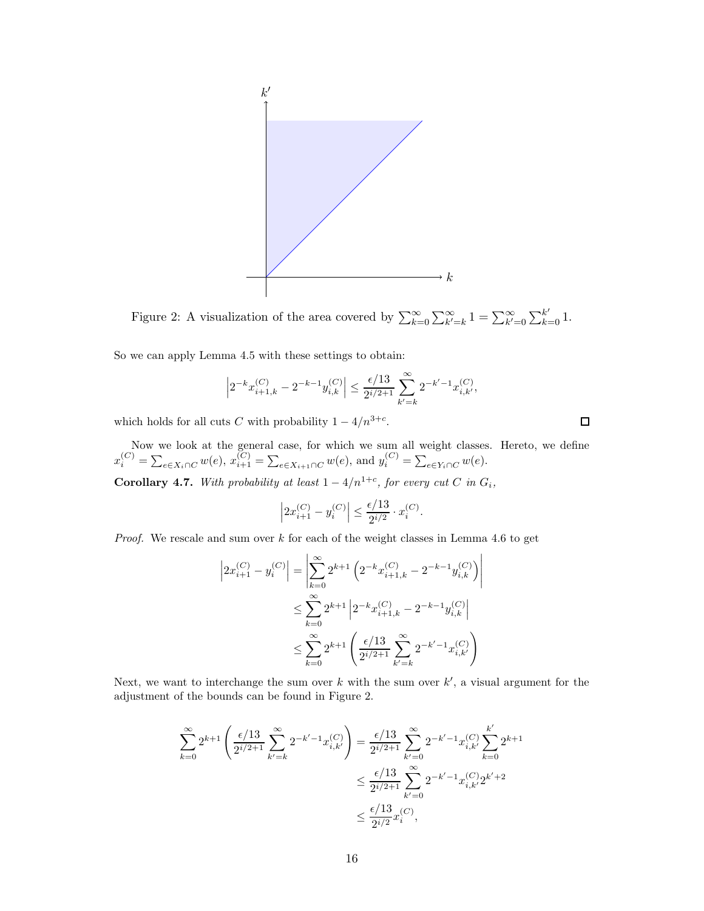Figure 2: A visualization of the area covered by $\sum_{k=0}^{\infty}\sum_{k'=k}^{\infty} 1 = \sum_{k'=0}^{\infty}\sum_{k=0}^{k'} 1$.

So we can apply Lemma 4.5 with these settings to obtain:

$$\left|2^{-k}x_{i+1,k}^{(C)} - 2^{-k-1}y_{i,k}^{(C)}\right| \leq \frac{\epsilon/13}{2^{i/2+1}} \sum_{k'=k}^{\infty} 2^{-k'-1}x_{i,k'}^{(C)},$$

which holds for all cuts $C$ with probability $1 - 4/n^{3+c}$. □

Now we look at the general case, for which we sum all weight classes. Hereto, we define $x_i^{(C)} = \sum_{e \in X_i \cap C} w(e)$, $x_{i+1}^{(C)} = \sum_{e \in X_{i+1} \cap C} w(e)$, and $y_i^{(C)} = \sum_{e \in Y_i \cap C} w(e)$.

**Corollary 4.7.** *With probability at least $1 - 4/n^{1+c}$, for every cut $C$ in $G_i$,*

$$\left|2x_{i+1}^{(C)} - y_i^{(C)}\right| \leq \frac{\epsilon/13}{2^{i/2}} \cdot x_i^{(C)}.$$

*Proof.* We rescale and sum over $k$ for each of the weight classes in Lemma 4.6 to get

$$\begin{aligned}
\left|2x_{i+1}^{(C)} - y_i^{(C)}\right| &= \left|\sum_{k=0}^{\infty} 2^{k+1}\left(2^{-k}x_{i+1,k}^{(C)} - 2^{-k-1}y_{i,k}^{(C)}\right)\right| \\
&\leq \sum_{k=0}^{\infty} 2^{k+1}\left|2^{-k}x_{i+1,k}^{(C)} - 2^{-k-1}y_{i,k}^{(C)}\right| \\
&\leq \sum_{k=0}^{\infty} 2^{k+1}\left(\frac{\epsilon/13}{2^{i/2+1}} \sum_{k'=k}^{\infty} 2^{-k'-1}x_{i,k'}^{(C)}\right)
\end{aligned}$$

Next, we want to interchange the sum over $k$ with the sum over $k'$, a visual argument for the adjustment of the bounds can be found in Figure 2.

$$\begin{aligned}
\sum_{k=0}^{\infty} 2^{k+1}\left(\frac{\epsilon/13}{2^{i/2+1}} \sum_{k'=k}^{\infty} 2^{-k'-1}x_{i,k'}^{(C)}\right) &= \frac{\epsilon/13}{2^{i/2+1}} \sum_{k'=0}^{\infty} 2^{-k'-1}x_{i,k'}^{(C)} \sum_{k=0}^{k'} 2^{k+1} \\
&\leq \frac{\epsilon/13}{2^{i/2+1}} \sum_{k'=0}^{\infty} 2^{-k'-1}x_{i,k'}^{(C)} 2^{k'+2} \\
&\leq \frac{\epsilon/13}{2^{i/2}} x_i^{(C)},
\end{aligned}$$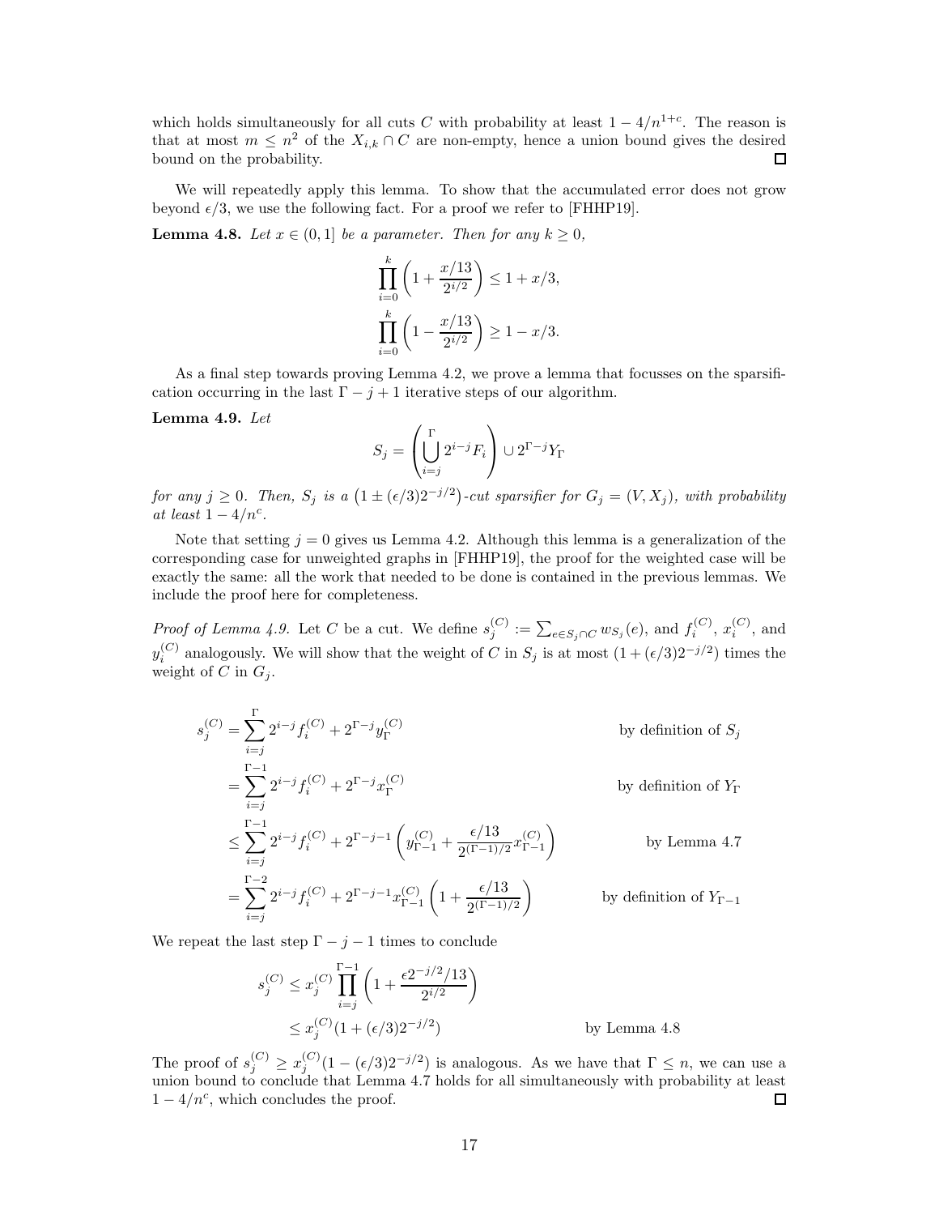which holds simultaneously for all cuts $C$ with probability at least $1 - 4/n^{1+c}$. The reason is that at most $m \leq n^2$ of the $X_{i,k} \cap C$ are non-empty, hence a union bound gives the desired bound on the probability. □

We will repeatedly apply this lemma. To show that the accumulated error does not grow beyond $\epsilon/3$, we use the following fact. For a proof we refer to [FHHP19].

**Lemma 4.8.** *Let $x \in (0, 1]$ be a parameter. Then for any $k \geq 0$,*

$$\prod_{i=0}^{k} \left(1 + \frac{x/13}{2^{i/2}}\right) \leq 1 + x/3,$$

$$\prod_{i=0}^{k} \left(1 - \frac{x/13}{2^{i/2}}\right) \geq 1 - x/3.$$

As a final step towards proving Lemma 4.2, we prove a lemma that focusses on the sparsification occurring in the last $\Gamma - j + 1$ iterative steps of our algorithm.

**Lemma 4.9.** *Let*

$$S_j = \left(\bigcup_{i=j}^{\Gamma} 2^{i-j} F_i\right) \cup 2^{\Gamma - j} Y_\Gamma$$

*for any $j \geq 0$. Then, $S_j$ is a $\left(1 \pm (\epsilon/3) 2^{-j/2}\right)$-cut sparsifier for $G_j = (V, X_j)$, with probability at least $1 - 4/n^c$.*

Note that setting $j = 0$ gives us Lemma 4.2. Although this lemma is a generalization of the corresponding case for unweighted graphs in [FHHP19], the proof for the weighted case will be exactly the same: all the work that needed to be done is contained in the previous lemmas. We include the proof here for completeness.

*Proof of Lemma 4.9.* Let $C$ be a cut. We define $s_j^{(C)} := \sum_{e \in S_j \cap C} w_{S_j}(e)$, and $f_i^{(C)}$, $x_i^{(C)}$, and $y_i^{(C)}$ analogously. We will show that the weight of $C$ in $S_j$ is at most $(1 + (\epsilon/3) 2^{-j/2})$ times the weight of $C$ in $G_j$.

$$\begin{aligned}
s_j^{(C)} &= \sum_{i=j}^{\Gamma} 2^{i-j} f_i^{(C)} + 2^{\Gamma - j} y_\Gamma^{(C)} && \text{by definition of } S_j \\
&= \sum_{i=j}^{\Gamma-1} 2^{i-j} f_i^{(C)} + 2^{\Gamma - j} x_\Gamma^{(C)} && \text{by definition of } Y_\Gamma \\
&\leq \sum_{i=j}^{\Gamma-1} 2^{i-j} f_i^{(C)} + 2^{\Gamma - j - 1} \left(y_{\Gamma-1}^{(C)} + \frac{\epsilon/13}{2^{(\Gamma-1)/2}} x_{\Gamma-1}^{(C)}\right) && \text{by Lemma 4.7} \\
&= \sum_{i=j}^{\Gamma-2} 2^{i-j} f_i^{(C)} + 2^{\Gamma - j - 1} x_{\Gamma-1}^{(C)} \left(1 + \frac{\epsilon/13}{2^{(\Gamma-1)/2}}\right) && \text{by definition of } Y_{\Gamma-1}
\end{aligned}$$

We repeat the last step $\Gamma - j - 1$ times to conclude

$$\begin{aligned}
s_j^{(C)} &\leq x_j^{(C)} \prod_{i=j}^{\Gamma-1} \left(1 + \frac{\epsilon 2^{-j/2}/13}{2^{i/2}}\right) \\
&\leq x_j^{(C)} (1 + (\epsilon/3) 2^{-j/2}) && \text{by Lemma 4.8}
\end{aligned}$$

The proof of $s_j^{(C)} \geq x_j^{(C)} (1 - (\epsilon/3) 2^{-j/2})$ is analogous. As we have that $\Gamma \leq n$, we can use a union bound to conclude that Lemma 4.7 holds for all simultaneously with probability at least $1 - 4/n^c$, which concludes the proof. □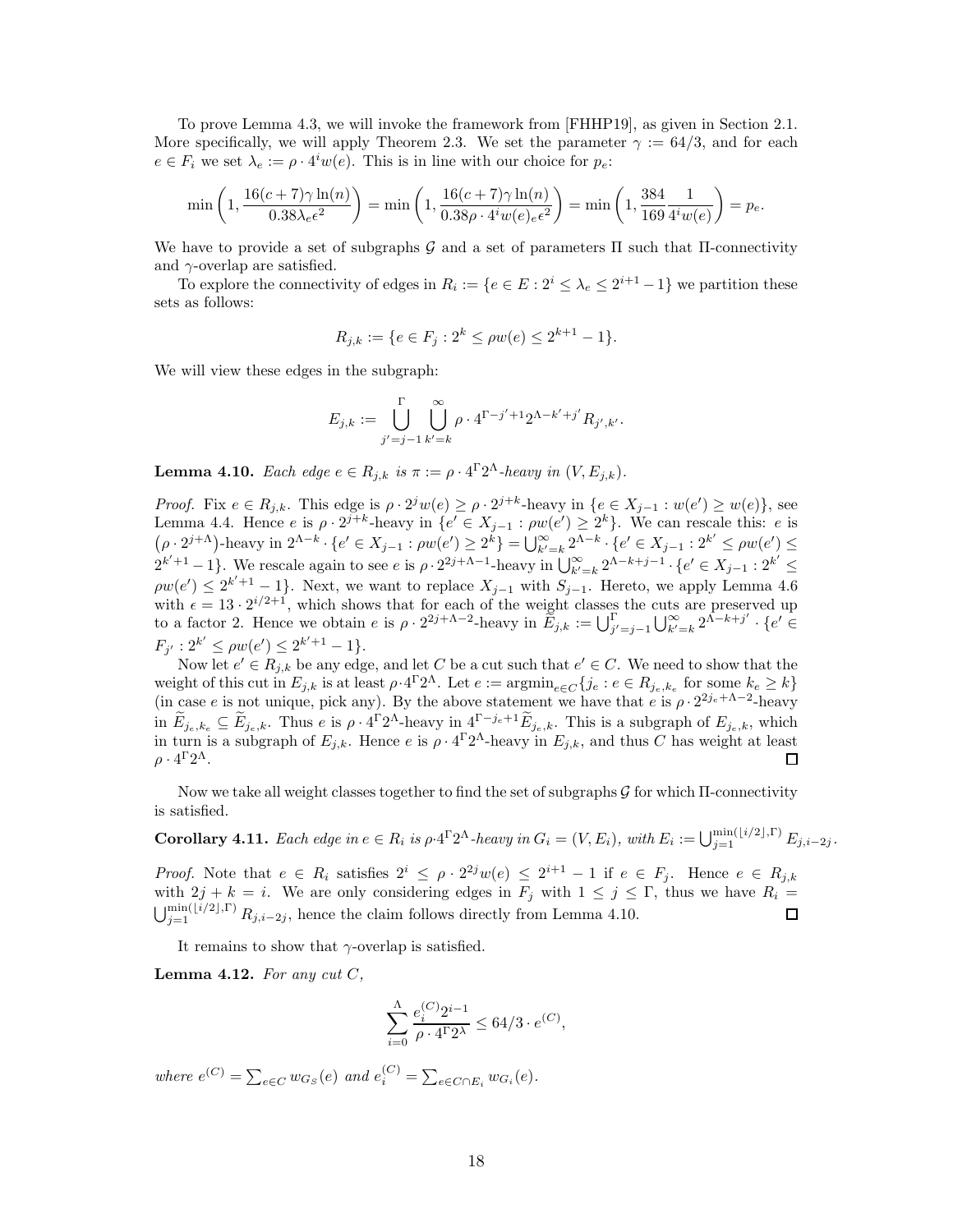To prove Lemma 4.3, we will invoke the framework from [FHHP19], as given in Section 2.1. More specifically, we will apply Theorem 2.3. We set the parameter $\gamma := 64/3$, and for each $e \in F_i$ we set $\lambda_e := \rho \cdot 4^i w(e)$. This is in line with our choice for $p_e$:

$$\min\left(1, \frac{16(c+7)\gamma \ln(n)}{0.38 \lambda_e \epsilon^2}\right) = \min\left(1, \frac{16(c+7)\gamma \ln(n)}{0.38 \rho \cdot 4^i w(e)_e \epsilon^2}\right) = \min\left(1, \frac{384}{169} \frac{1}{4^i w(e)}\right) = p_e.$$

We have to provide a set of subgraphs $\mathcal{G}$ and a set of parameters $\Pi$ such that $\Pi$-connectivity and $\gamma$-overlap are satisfied.

To explore the connectivity of edges in $R_i := \{e \in E : 2^i \leq \lambda_e \leq 2^{i+1} - 1\}$ we partition these sets as follows:

$$R_{j,k} := \{e \in F_j : 2^k \leq \rho w(e) \leq 2^{k+1} - 1\}.$$

We will view these edges in the subgraph:

$$E_{j,k} := \bigcup_{j'=j-1}^{\Gamma} \bigcup_{k'=k}^{\infty} \rho \cdot 4^{\Gamma - j' + 1} 2^{\Lambda - k' + j'} R_{j',k'}.$$

**Lemma 4.10.** *Each edge $e \in R_{j,k}$ is $\pi := \rho \cdot 4^\Gamma 2^\Lambda$-heavy in $(V, E_{j,k})$.*

*Proof.* Fix $e \in R_{j,k}$. This edge is $\rho \cdot 2^j w(e) \geq \rho \cdot 2^{j+k}$-heavy in $\{e \in X_{j-1} : w(e') \geq w(e)\}$, see Lemma 4.4. Hence $e$ is $\rho \cdot 2^{j+k}$-heavy in $\{e' \in X_{j-1} : \rho w(e') \geq 2^k\}$. We can rescale this: $e$ is $\left(\rho \cdot 2^{j+\Lambda}\right)$-heavy in $2^{\Lambda-k} \cdot \{e' \in X_{j-1} : \rho w(e') \geq 2^k\} = \bigcup_{k'=k}^{\infty} 2^{\Lambda-k} \cdot \{e' \in X_{j-1} : 2^{k'} \leq \rho w(e') \leq 2^{k'+1} - 1\}$. We rescale again to see $e$ is $\rho \cdot 2^{2j+\Lambda-1}$-heavy in $\bigcup_{k'=k}^{\infty} 2^{\Lambda-k+j-1} \cdot \{e' \in X_{j-1} : 2^{k'} \leq \rho w(e') \leq 2^{k'+1} - 1\}$. Next, we want to replace $X_{j-1}$ with $S_{j-1}$. Hereto, we apply Lemma 4.6 with $\epsilon = 13 \cdot 2^{i/2+1}$, which shows that for each of the weight classes the cuts are preserved up to a factor 2. Hence we obtain $e$ is $\rho \cdot 2^{2j+\Lambda-2}$-heavy in $\widetilde{E}_{j,k} := \bigcup_{j'=j-1}^{\Gamma} \bigcup_{k'=k}^{\infty} 2^{\Lambda-k+j'} \cdot \{e' \in F_{j'} : 2^{k'} \leq \rho w(e') \leq 2^{k'+1} - 1\}$.

Now let $e' \in R_{j,k}$ be any edge, and let $C$ be a cut such that $e' \in C$. We need to show that the weight of this cut in $E_{j,k}$ is at least $\rho \cdot 4^\Gamma 2^\Lambda$. Let $e := \operatorname{argmin}_{e \in C}\{j_e : e \in R_{j_e,k_e} \text{ for some } k_e \geq k\}$ (in case $e$ is not unique, pick any). By the above statement we have that $e$ is $\rho \cdot 2^{2j_e+\Lambda-2}$-heavy in $\widetilde{E}_{j_e,k_e} \subseteq \widetilde{E}_{j_e,k}$. Thus $e$ is $\rho \cdot 4^\Gamma 2^\Lambda$-heavy in $4^{\Gamma-j_e+1}\widetilde{E}_{j_e,k}$. This is a subgraph of $E_{j_e,k}$, which in turn is a subgraph of $E_{j,k}$. Hence $e$ is $\rho \cdot 4^\Gamma 2^\Lambda$-heavy in $E_{j,k}$, and thus $C$ has weight at least $\rho \cdot 4^\Gamma 2^\Lambda$. $\square$

Now we take all weight classes together to find the set of subgraphs $\mathcal{G}$ for which $\Pi$-connectivity is satisfied.

**Corollary 4.11.** *Each edge in $e \in R_i$ is $\rho \cdot 4^\Gamma 2^\Lambda$-heavy in $G_i = (V, E_i)$, with $E_i := \bigcup_{j=1}^{\min(\lfloor i/2 \rfloor, \Gamma)} E_{j,i-2j}$.*

*Proof.* Note that $e \in R_i$ satisfies $2^i \leq \rho \cdot 2^{2j} w(e) \leq 2^{i+1} - 1$ if $e \in F_j$. Hence $e \in R_{j,k}$ with $2j + k = i$. We are only considering edges in $F_j$ with $1 \leq j \leq \Gamma$, thus we have $R_i = \bigcup_{j=1}^{\min(\lfloor i/2 \rfloor, \Gamma)} R_{j,i-2j}$, hence the claim follows directly from Lemma 4.10. $\square$

It remains to show that $\gamma$-overlap is satisfied.

**Lemma 4.12.** *For any cut $C$,*

$$\sum_{i=0}^{\Lambda} \frac{e_i^{(C)} 2^{i-1}}{\rho \cdot 4^\Gamma 2^\lambda} \leq 64/3 \cdot e^{(C)},$$

*where $e^{(C)} = \sum_{e \in C} w_{G_S}(e)$ and $e_i^{(C)} = \sum_{e \in C \cap E_i} w_{G_i}(e)$.*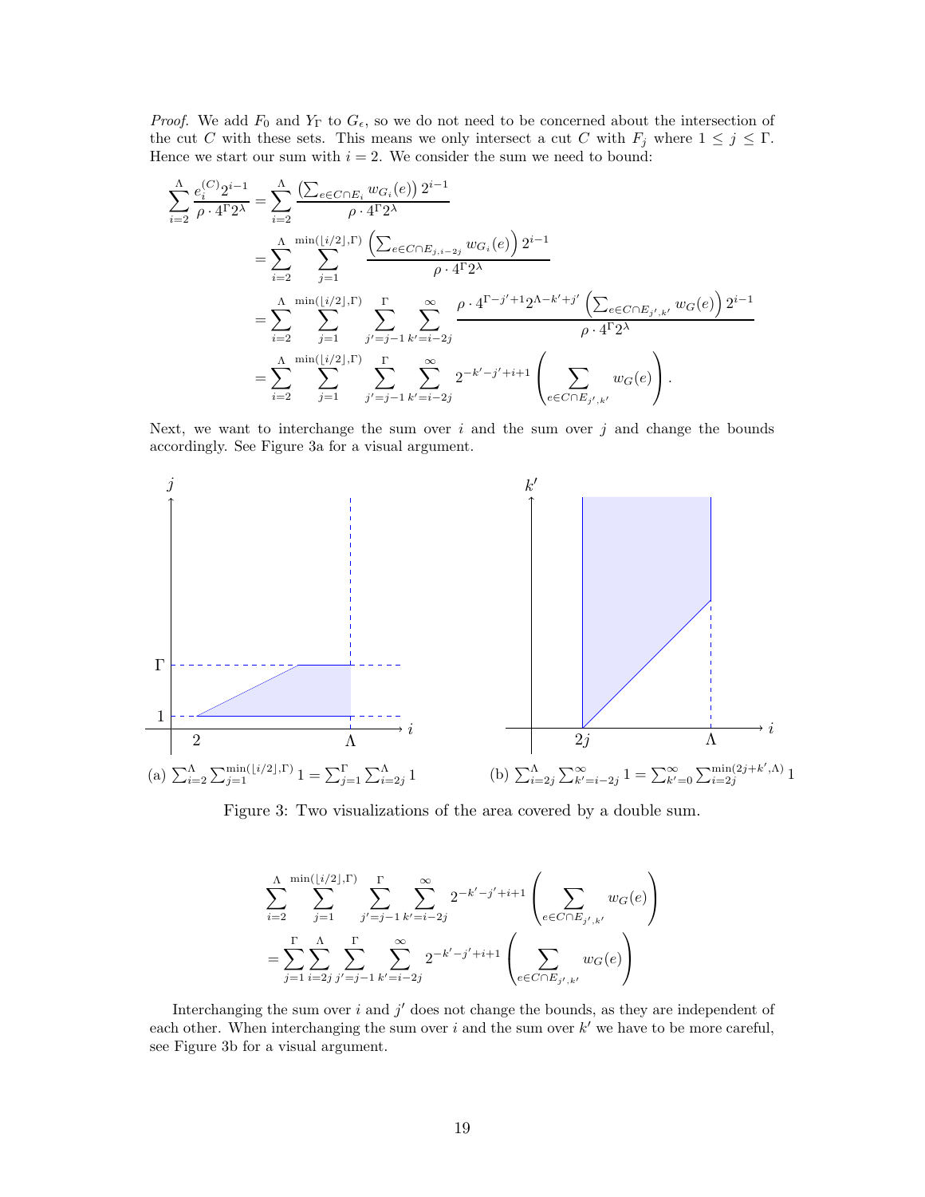*Proof.* We add $F_0$ and $Y_\Gamma$ to $G_\epsilon$, so we do not need to be concerned about the intersection of the cut $C$ with these sets. This means we only intersect a cut $C$ with $F_j$ where $1 \leq j \leq \Gamma$. Hence we start our sum with $i = 2$. We consider the sum we need to bound:

$$
\begin{aligned}
\sum_{i=2}^{\Lambda} \frac{e_i^{(C)} 2^{i-1}}{\rho \cdot 4^\Gamma 2^\lambda} &= \sum_{i=2}^{\Lambda} \frac{\left(\sum_{e \in C \cap E_i} w_{G_i}(e)\right) 2^{i-1}}{\rho \cdot 4^\Gamma 2^\lambda} \\
&= \sum_{i=2}^{\Lambda} \sum_{j=1}^{\min(\lfloor i/2 \rfloor, \Gamma)} \frac{\left(\sum_{e \in C \cap E_{j,i-2j}} w_{G_i}(e)\right) 2^{i-1}}{\rho \cdot 4^\Gamma 2^\lambda} \\
&= \sum_{i=2}^{\Lambda} \sum_{j=1}^{\min(\lfloor i/2 \rfloor, \Gamma)} \sum_{j'=j-1}^{\Gamma} \sum_{k'=i-2j}^{\infty} \frac{\rho \cdot 4^{\Gamma - j' + 1} 2^{\Lambda - k' + j'} \left(\sum_{e \in C \cap E_{j',k'}} w_G(e)\right) 2^{i-1}}{\rho \cdot 4^\Gamma 2^\lambda} \\
&= \sum_{i=2}^{\Lambda} \sum_{j=1}^{\min(\lfloor i/2 \rfloor, \Gamma)} \sum_{j'=j-1}^{\Gamma} \sum_{k'=i-2j}^{\infty} 2^{-k'-j'+i+1} \left( \sum_{e \in C \cap E_{j',k'}} w_G(e) \right).
\end{aligned}
$$

Next, we want to interchange the sum over $i$ and the sum over $j$ and change the bounds accordingly. See Figure 3a for a visual argument.

(a) $\sum_{i=2}^{\Lambda} \sum_{j=1}^{\min(\lfloor i/2 \rfloor, \Gamma)} 1 = \sum_{j=1}^{\Gamma} \sum_{i=2j}^{\Lambda} 1$

(b) $\sum_{i=2j}^{\Lambda} \sum_{k'=i-2j}^{\infty} 1 = \sum_{k'=0}^{\infty} \sum_{i=2j}^{\min(2j+k', \Lambda)} 1$

Figure 3: Two visualizations of the area covered by a double sum.

$$
\begin{aligned}
&\sum_{i=2}^{\Lambda} \sum_{j=1}^{\min(\lfloor i/2 \rfloor, \Gamma)} \sum_{j'=j-1}^{\Gamma} \sum_{k'=i-2j}^{\infty} 2^{-k'-j'+i+1} \left( \sum_{e \in C \cap E_{j',k'}} w_G(e) \right) \\
&= \sum_{j=1}^{\Gamma} \sum_{i=2j}^{\Lambda} \sum_{j'=j-1}^{\Gamma} \sum_{k'=i-2j}^{\infty} 2^{-k'-j'+i+1} \left( \sum_{e \in C \cap E_{j',k'}} w_G(e) \right)
\end{aligned}
$$

Interchanging the sum over $i$ and $j'$ does not change the bounds, as they are independent of each other. When interchanging the sum over $i$ and the sum over $k'$ we have to be more careful, see Figure 3b for a visual argument.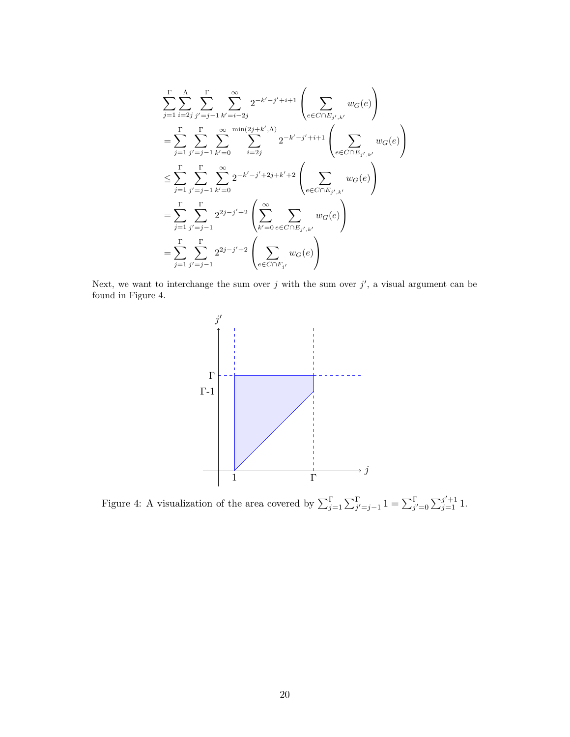$$
\begin{aligned}
&\sum_{j=1}^{\Gamma}\sum_{i=2j}^{\Lambda}\sum_{j'=j-1}^{\Gamma}\sum_{k'=i-2j}^{\infty} 2^{-k'-j'+i+1}\left(\sum_{e\in C\cap E_{j',k'}} w_G(e)\right)\\
&=\sum_{j=1}^{\Gamma}\sum_{j'=j-1}^{\Gamma}\sum_{k'=0}^{\infty}\sum_{i=2j}^{\min(2j+k',\Lambda)} 2^{-k'-j'+i+1}\left(\sum_{e\in C\cap E_{j',k'}} w_G(e)\right)\\
&\le\sum_{j=1}^{\Gamma}\sum_{j'=j-1}^{\Gamma}\sum_{k'=0}^{\infty} 2^{-k'-j'+2j+k'+2}\left(\sum_{e\in C\cap E_{j',k'}} w_G(e)\right)\\
&=\sum_{j=1}^{\Gamma}\sum_{j'=j-1}^{\Gamma} 2^{2j-j'+2}\left(\sum_{k'=0}^{\infty}\sum_{e\in C\cap E_{j',k'}} w_G(e)\right)\\
&=\sum_{j=1}^{\Gamma}\sum_{j'=j-1}^{\Gamma} 2^{2j-j'+2}\left(\sum_{e\in C\cap F_{j'}} w_G(e)\right)
\end{aligned}
$$

Next, we want to interchange the sum over $j$ with the sum over $j'$, a visual argument can be found in Figure 4.

Figure 4: A visualization of the area covered by $\sum_{j=1}^{\Gamma}\sum_{j'=j-1}^{\Gamma} 1 = \sum_{j'=0}^{\Gamma}\sum_{j=1}^{j'+1} 1$.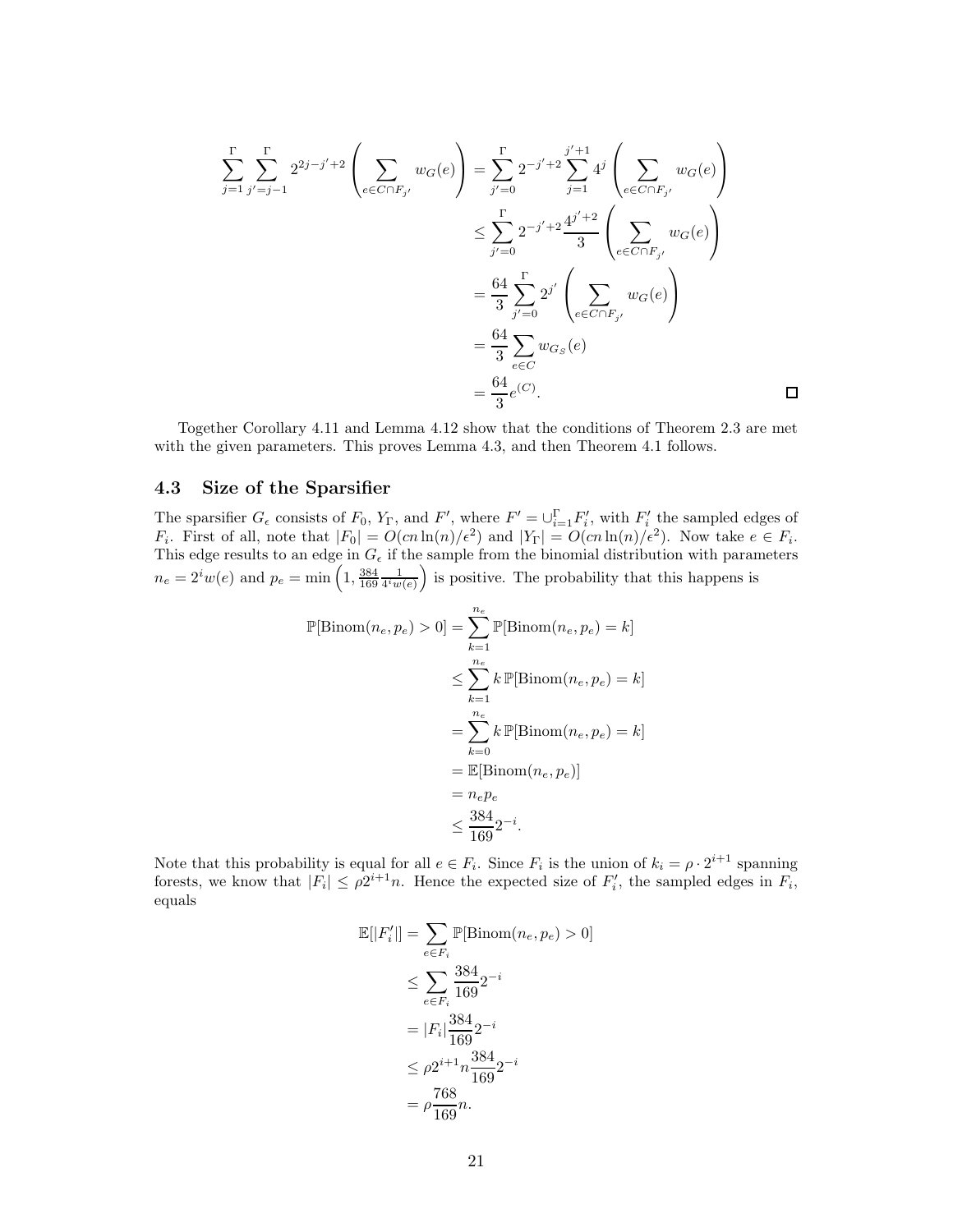$$
\begin{aligned}
\sum_{j=1}^{\Gamma} \sum_{j'=j-1}^{\Gamma} 2^{2j-j'+2} \left( \sum_{e \in C \cap F_{j'}} w_G(e) \right) &= \sum_{j'=0}^{\Gamma} 2^{-j'+2} \sum_{j=1}^{j'+1} 4^j \left( \sum_{e \in C \cap F_{j'}} w_G(e) \right) \\
&\leq \sum_{j'=0}^{\Gamma} 2^{-j'+2} \frac{4^{j'+2}}{3} \left( \sum_{e \in C \cap F_{j'}} w_G(e) \right) \\
&= \frac{64}{3} \sum_{j'=0}^{\Gamma} 2^{j'} \left( \sum_{e \in C \cap F_{j'}} w_G(e) \right) \\
&= \frac{64}{3} \sum_{e \in C} w_{G_S}(e) \\
&= \frac{64}{3} e^{(C)}.
\end{aligned}
$$

□

Together Corollary 4.11 and Lemma 4.12 show that the conditions of Theorem 2.3 are met with the given parameters. This proves Lemma 4.3, and then Theorem 4.1 follows.

### 4.3 Size of the Sparsifier

The sparsifier $G_\epsilon$ consists of $F_0$, $Y_\Gamma$, and $F'$, where $F' = \cup_{i=1}^{\Gamma} F_i'$, with $F_i'$ the sampled edges of $F_i$. First of all, note that $|F_0| = O(cn \ln(n)/\epsilon^2)$ and $|Y_\Gamma| = O(cn \ln(n)/\epsilon^2)$. Now take $e \in F_i$. This edge results to an edge in $G_\epsilon$ if the sample from the binomial distribution with parameters $n_e = 2^i w(e)$ and $p_e = \min\left(1, \frac{384}{169} \frac{1}{4^i w(e)}\right)$ is positive. The probability that this happens is

$$
\begin{aligned}
\mathbb{P}[\text{Binom}(n_e, p_e) > 0] &= \sum_{k=1}^{n_e} \mathbb{P}[\text{Binom}(n_e, p_e) = k] \\
&\leq \sum_{k=1}^{n_e} k \, \mathbb{P}[\text{Binom}(n_e, p_e) = k] \\
&= \sum_{k=0}^{n_e} k \, \mathbb{P}[\text{Binom}(n_e, p_e) = k] \\
&= \mathbb{E}[\text{Binom}(n_e, p_e)] \\
&= n_e p_e \\
&\leq \frac{384}{169} 2^{-i}.
\end{aligned}
$$

Note that this probability is equal for all $e \in F_i$. Since $F_i$ is the union of $k_i = \rho \cdot 2^{i+1}$ spanning forests, we know that $|F_i| \leq \rho 2^{i+1} n$. Hence the expected size of $F_i'$, the sampled edges in $F_i$, equals

$$
\begin{aligned}
\mathbb{E}[|F_i'|] &= \sum_{e \in F_i} \mathbb{P}[\text{Binom}(n_e, p_e) > 0] \\
&\leq \sum_{e \in F_i} \frac{384}{169} 2^{-i} \\
&= |F_i| \frac{384}{169} 2^{-i} \\
&\leq \rho 2^{i+1} n \frac{384}{169} 2^{-i} \\
&= \rho \frac{768}{169} n.
\end{aligned}
$$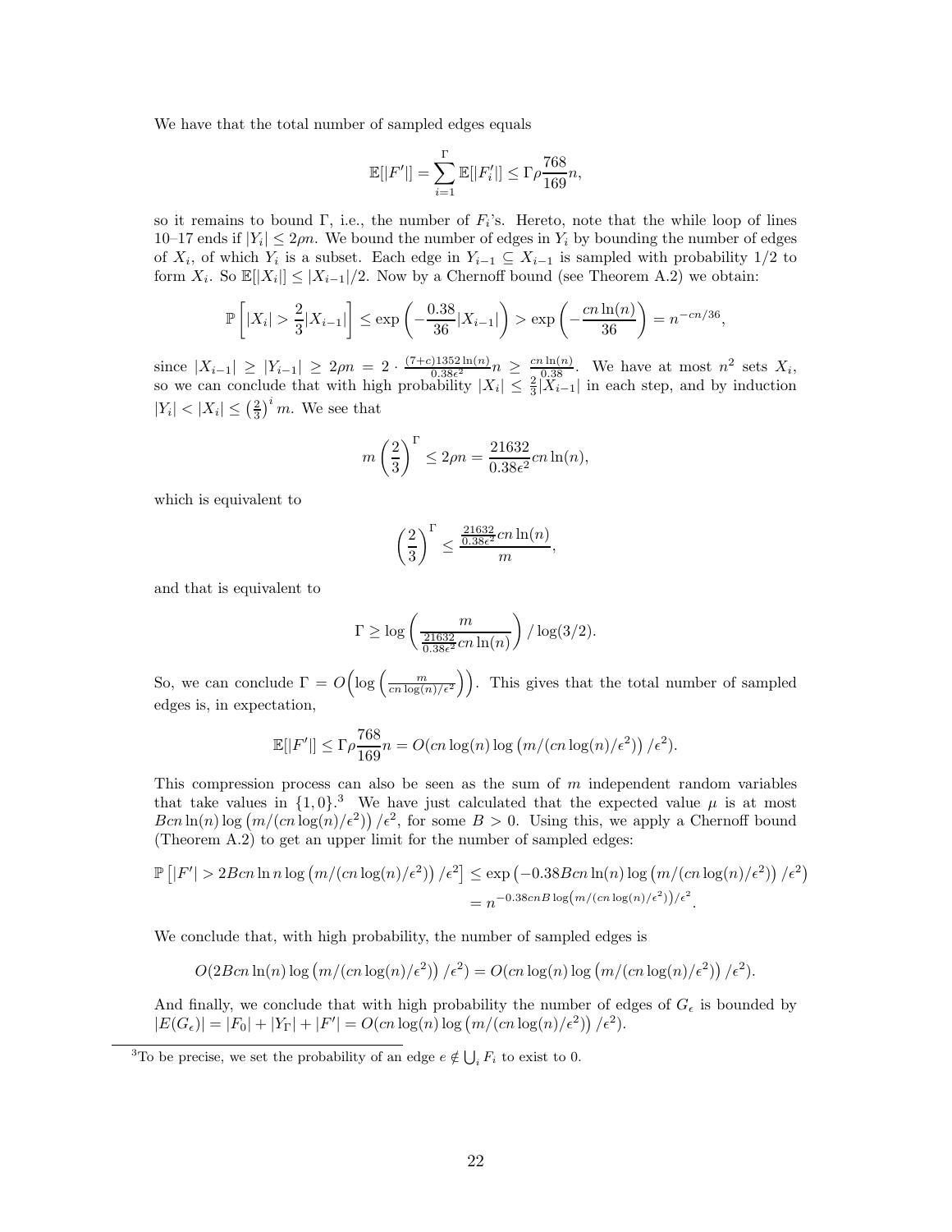We have that the total number of sampled edges equals

$$\mathbb{E}[|F'|] = \sum_{i=1}^{\Gamma} \mathbb{E}[|F'_i|] \leq \Gamma \rho \frac{768}{169} n,$$

so it remains to bound $\Gamma$, i.e., the number of $F_i$'s. Hereto, note that the while loop of lines 10–17 ends if $|Y_i| \leq 2\rho n$. We bound the number of edges in $Y_i$ by bounding the number of edges of $X_i$, of which $Y_i$ is a subset. Each edge in $Y_{i-1} \subseteq X_{i-1}$ is sampled with probability $1/2$ to form $X_i$. So $\mathbb{E}[|X_i|] \leq |X_{i-1}|/2$. Now by a Chernoff bound (see Theorem A.2) we obtain:

$$\mathbb{P}\left[|X_i| > \frac{2}{3}|X_{i-1}|\right] \leq \exp\left(-\frac{0.38}{36}|X_{i-1}|\right) > \exp\left(-\frac{cn\ln(n)}{36}\right) = n^{-cn/36},$$

since $|X_{i-1}| \geq |Y_{i-1}| \geq 2\rho n = 2 \cdot \frac{(7+c)1352\ln(n)}{0.38\epsilon^2} n \geq \frac{cn\ln(n)}{0.38}$. We have at most $n^2$ sets $X_i$, so we can conclude that with high probability $|X_i| \leq \frac{2}{3}|X_{i-1}|$ in each step, and by induction $|Y_i| < |X_i| \leq \left(\frac{2}{3}\right)^i m$. We see that

$$m\left(\frac{2}{3}\right)^{\Gamma} \leq 2\rho n = \frac{21632}{0.38\epsilon^2} cn\ln(n),$$

which is equivalent to

$$\left(\frac{2}{3}\right)^{\Gamma} \leq \frac{\frac{21632}{0.38\epsilon^2} cn\ln(n)}{m},$$

and that is equivalent to

$$\Gamma \geq \log\left(\frac{m}{\frac{21632}{0.38\epsilon^2} cn\ln(n)}\right) / \log(3/2).$$

So, we can conclude $\Gamma = O\left(\log\left(\frac{m}{cn\log(n)/\epsilon^2}\right)\right)$. This gives that the total number of sampled edges is, in expectation,

$$\mathbb{E}[|F'|] \leq \Gamma \rho \frac{768}{169} n = O(cn\log(n)\log\left(m/(cn\log(n)/\epsilon^2)\right)/\epsilon^2).$$

This compression process can also be seen as the sum of $m$ independent random variables that take values in $\{1, 0\}$.[3] We have just calculated that the expected value $\mu$ is at most $Bcn\ln(n)\log\left(m/(cn\log(n)/\epsilon^2)\right)/\epsilon^2$, for some $B > 0$. Using this, we apply a Chernoff bound (Theorem A.2) to get an upper limit for the number of sampled edges:

$$\begin{aligned}\mathbb{P}\left[|F'| > 2Bcn\ln n\log\left(m/(cn\log(n)/\epsilon^2)\right)/\epsilon^2\right] &\leq \exp\left(-0.38Bcn\ln(n)\log\left(m/(cn\log(n)/\epsilon^2)\right)/\epsilon^2\right) \\ &= n^{-0.38cnB\log\left(m/(cn\log(n)/\epsilon^2)\right)/\epsilon^2}.\end{aligned}$$

We conclude that, with high probability, the number of sampled edges is

$$O(2Bcn\ln(n)\log\left(m/(cn\log(n)/\epsilon^2)\right)/\epsilon^2) = O(cn\log(n)\log\left(m/(cn\log(n)/\epsilon^2)\right)/\epsilon^2).$$

And finally, we conclude that with high probability the number of edges of $G_\epsilon$ is bounded by $|E(G_\epsilon)| = |F_0| + |Y_\Gamma| + |F'| = O(cn\log(n)\log\left(m/(cn\log(n)/\epsilon^2)\right)/\epsilon^2)$.

[3] To be precise, we set the probability of an edge $e \notin \bigcup_i F_i$ to exist to 0.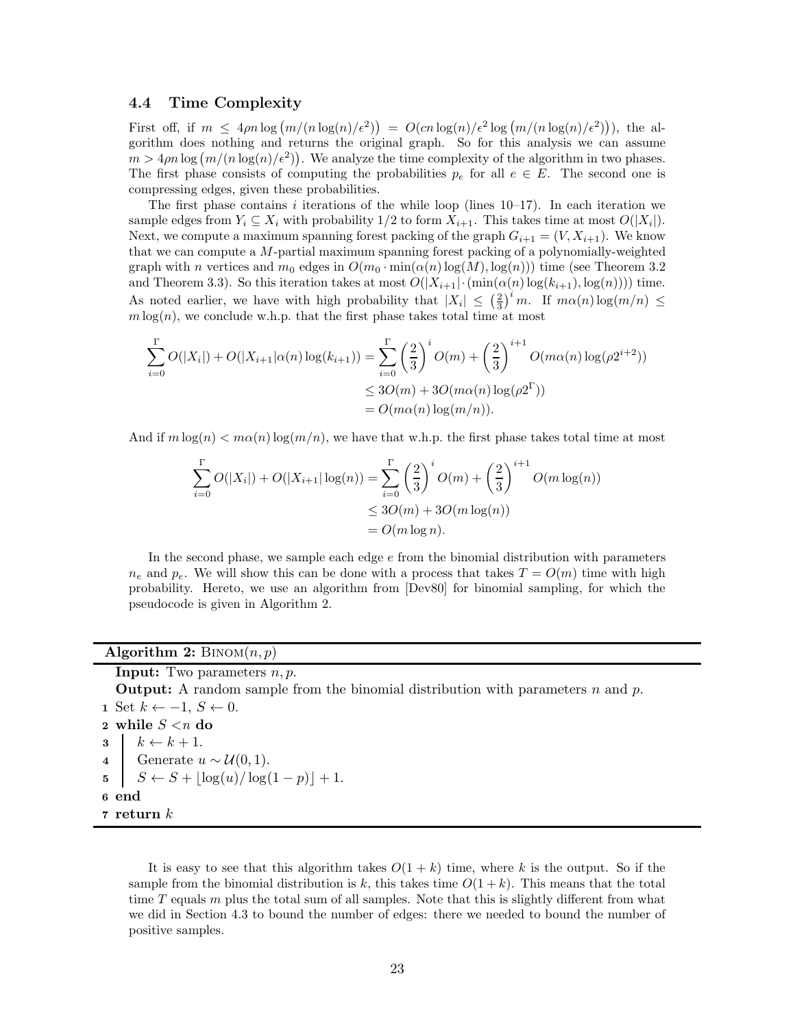### 4.4 Time Complexity

First off, if $m \leq 4\rho n \log\left(m/(n\log(n)/\epsilon^2)\right) = O(cn\log(n)/\epsilon^2 \log\left(m/(n\log(n)/\epsilon^2)\right))$, the algorithm does nothing and returns the original graph. So for this analysis we can assume $m > 4\rho n \log\left(m/(n\log(n)/\epsilon^2)\right)$. We analyze the time complexity of the algorithm in two phases. The first phase consists of computing the probabilities $p_e$ for all $e \in E$. The second one is compressing edges, given these probabilities.

The first phase contains $i$ iterations of the while loop (lines 10–17). In each iteration we sample edges from $Y_i \subseteq X_i$ with probability $1/2$ to form $X_{i+1}$. This takes time at most $O(|X_i|)$. Next, we compute a maximum spanning forest packing of the graph $G_{i+1} = (V, X_{i+1})$. We know that we can compute a $M$-partial maximum spanning forest packing of a polynomially-weighted graph with $n$ vertices and $m_0$ edges in $O(m_0 \cdot \min(\alpha(n)\log(M), \log(n)))$ time (see Theorem 3.2 and Theorem 3.3). So this iteration takes at most $O(|X_{i+1}| \cdot (\min(\alpha(n)\log(k_{i+1}), \log(n))))$ time. As noted earlier, we have with high probability that $|X_i| \leq \left(\frac{2}{3}\right)^i m$. If $m\alpha(n)\log(m/n) \leq m\log(n)$, we conclude w.h.p. that the first phase takes total time at most

$$
\begin{aligned}
\sum_{i=0}^{\Gamma} O(|X_i|) + O(|X_{i+1}|\alpha(n)\log(k_{i+1})) &= \sum_{i=0}^{\Gamma} \left(\frac{2}{3}\right)^i O(m) + \left(\frac{2}{3}\right)^{i+1} O(m\alpha(n)\log(\rho 2^{i+2})) \\
&\leq 3O(m) + 3O(m\alpha(n)\log(\rho 2^{\Gamma})) \\
&= O(m\alpha(n)\log(m/n)).
\end{aligned}
$$

And if $m\log(n) < m\alpha(n)\log(m/n)$, we have that w.h.p. the first phase takes total time at most

$$
\begin{aligned}
\sum_{i=0}^{\Gamma} O(|X_i|) + O(|X_{i+1}|\log(n)) &= \sum_{i=0}^{\Gamma} \left(\frac{2}{3}\right)^i O(m) + \left(\frac{2}{3}\right)^{i+1} O(m\log(n)) \\
&\leq 3O(m) + 3O(m\log(n)) \\
&= O(m\log n).
\end{aligned}
$$

In the second phase, we sample each edge $e$ from the binomial distribution with parameters $n_e$ and $p_e$. We will show this can be done with a process that takes $T = O(m)$ time with high probability. Hereto, we use an algorithm from [Dev80] for binomial sampling, for which the pseudocode is given in Algorithm 2.

**Algorithm 2:** BINOM$(n, p)$

**Input:** Two parameters $n, p$.
**Output:** A random sample from the binomial distribution with parameters $n$ and $p$.

```
1 Set k ← −1, S ← 0.
2 while S < n do
3     k ← k + 1.
4     Generate u ~ U(0, 1).
5     S ← S + ⌊log(u)/log(1 − p)⌋ + 1.
6 end
7 return k
```

It is easy to see that this algorithm takes $O(1 + k)$ time, where $k$ is the output. So if the sample from the binomial distribution is $k$, this takes time $O(1 + k)$. This means that the total time $T$ equals $m$ plus the total sum of all samples. Note that this is slightly different from what we did in Section 4.3 to bound the number of edges: there we needed to bound the number of positive samples.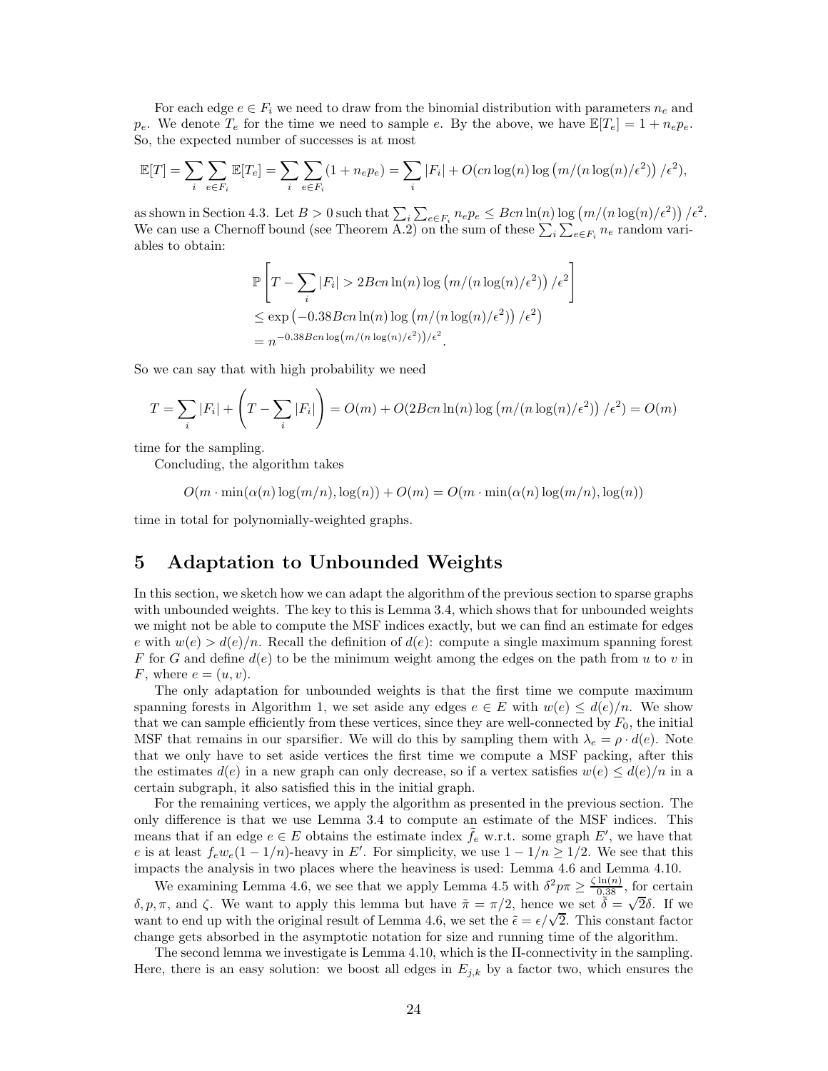For each edge $e \in F_i$ we need to draw from the binomial distribution with parameters $n_e$ and $p_e$. We denote $T_e$ for the time we need to sample $e$. By the above, we have $\mathbb{E}[T_e] = 1 + n_e p_e$. So, the expected number of successes is at most

$$\mathbb{E}[T] = \sum_i \sum_{e \in F_i} \mathbb{E}[T_e] = \sum_i \sum_{e \in F_i} (1 + n_e p_e) = \sum_i |F_i| + O(cn \log(n) \log\left(m/(n \log(n)/\epsilon^2)\right)/\epsilon^2),$$

as shown in Section 4.3. Let $B > 0$ such that $\sum_i \sum_{e \in F_i} n_e p_e \leq Bcn \ln(n) \log\left(m/(n\log(n)/\epsilon^2)\right)/\epsilon^2$. We can use a Chernoff bound (see Theorem A.2) on the sum of these $\sum_i \sum_{e \in F_i} n_e$ random variables to obtain:

$$\begin{aligned}
&\mathbb{P}\left[T - \sum_i |F_i| > 2Bcn \ln(n) \log\left(m/(n\log(n)/\epsilon^2)\right)/\epsilon^2\right] \\
&\leq \exp\left(-0.38Bcn \ln(n) \log\left(m/(n\log(n)/\epsilon^2)\right)/\epsilon^2\right) \\
&= n^{-0.38Bcn \log\left(m/(n\log(n)/\epsilon^2)\right)/\epsilon^2}.
\end{aligned}$$

So we can say that with high probability we need

$$T = \sum_i |F_i| + \left(T - \sum_i |F_i|\right) = O(m) + O(2Bcn \ln(n) \log\left(m/(n\log(n)/\epsilon^2)\right)/\epsilon^2) = O(m)$$

time for the sampling.

Concluding, the algorithm takes

$$O(m \cdot \min(\alpha(n) \log(m/n), \log(n)) + O(m) = O(m \cdot \min(\alpha(n) \log(m/n), \log(n))$$

time in total for polynomially-weighted graphs.

# 5 Adaptation to Unbounded Weights

In this section, we sketch how we can adapt the algorithm of the previous section to sparse graphs with unbounded weights. The key to this is Lemma 3.4, which shows that for unbounded weights we might not be able to compute the MSF indices exactly, but we can find an estimate for edges $e$ with $w(e) > d(e)/n$. Recall the definition of $d(e)$: compute a single maximum spanning forest $F$ for $G$ and define $d(e)$ to be the minimum weight among the edges on the path from $u$ to $v$ in $F$, where $e = (u, v)$.

The only adaptation for unbounded weights is that the first time we compute maximum spanning forests in Algorithm 1, we set aside any edges $e \in E$ with $w(e) \leq d(e)/n$. We show that we can sample efficiently from these vertices, since they are well-connected by $F_0$, the initial MSF that remains in our sparsifier. We will do this by sampling them with $\lambda_e = \rho \cdot d(e)$. Note that we only have to set aside vertices the first time we compute a MSF packing, after this the estimates $d(e)$ in a new graph can only decrease, so if a vertex satisfies $w(e) \leq d(e)/n$ in a certain subgraph, it also satisfied this in the initial graph.

For the remaining vertices, we apply the algorithm as presented in the previous section. The only difference is that we use Lemma 3.4 to compute an estimate of the MSF indices. This means that if an edge $e \in E$ obtains the estimate index $\tilde{f}_e$ w.r.t. some graph $E'$, we have that $e$ is at least $f_e w_e(1 - 1/n)$-heavy in $E'$. For simplicity, we use $1 - 1/n \geq 1/2$. We see that this impacts the analysis in two places where the heaviness is used: Lemma 4.6 and Lemma 4.10.

We examining Lemma 4.6, we see that we apply Lemma 4.5 with $\delta^2 p\pi \geq \frac{\zeta \ln(n)}{0.38}$, for certain $\delta, p, \pi$, and $\zeta$. We want to apply this lemma but have $\tilde{\pi} = \pi/2$, hence we set $\tilde{\delta} = \sqrt{2}\delta$. If we want to end up with the original result of Lemma 4.6, we set the $\tilde{\epsilon} = \epsilon/\sqrt{2}$. This constant factor change gets absorbed in the asymptotic notation for size and running time of the algorithm.

The second lemma we investigate is Lemma 4.10, which is the $\Pi$-connectivity in the sampling. Here, there is an easy solution: we boost all edges in $E_{j,k}$ by a factor two, which ensures the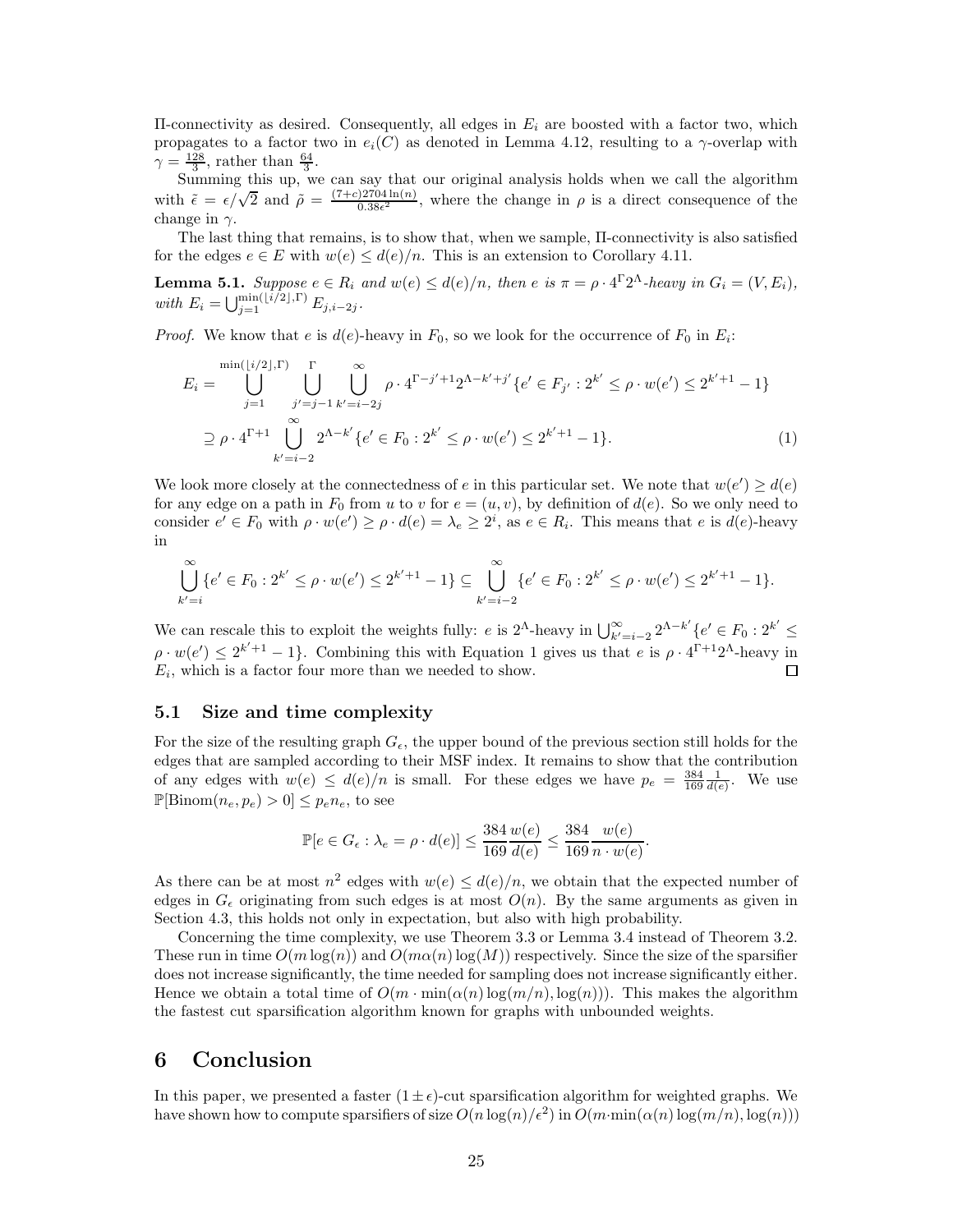Π-connectivity as desired. Consequently, all edges in $E_i$ are boosted with a factor two, which propagates to a factor two in $e_i(C)$ as denoted in Lemma 4.12, resulting to a $\gamma$-overlap with $\gamma = \frac{128}{3}$, rather than $\frac{64}{3}$.

Summing this up, we can say that our original analysis holds when we call the algorithm with $\tilde{\epsilon} = \epsilon/\sqrt{2}$ and $\tilde{\rho} = \frac{(7+c)2704\ln(n)}{0.38\epsilon^2}$, where the change in $\rho$ is a direct consequence of the change in $\gamma$.

The last thing that remains, is to show that, when we sample, Π-connectivity is also satisfied for the edges $e \in E$ with $w(e) \leq d(e)/n$. This is an extension to Corollary 4.11.

**Lemma 5.1.** *Suppose $e \in R_i$ and $w(e) \leq d(e)/n$, then $e$ is $\pi = \rho \cdot 4^{\Gamma}2^{\Lambda}$-heavy in $G_i = (V, E_i)$, with $E_i = \bigcup_{j=1}^{\min(\lfloor i/2 \rfloor, \Gamma)} E_{j,i-2j}$.*

*Proof.* We know that $e$ is $d(e)$-heavy in $F_0$, so we look for the occurrence of $F_0$ in $E_i$:

$$E_i = \bigcup_{j=1}^{\min(\lfloor i/2 \rfloor, \Gamma)} \bigcup_{j'=j-1}^{\Gamma} \bigcup_{k'=i-2j}^{\infty} \rho \cdot 4^{\Gamma-j'+1}2^{\Lambda-k'+j'}\{e' \in F_{j'} : 2^{k'} \leq \rho \cdot w(e') \leq 2^{k'+1}-1\}$$

$$\supseteq \rho \cdot 4^{\Gamma+1} \bigcup_{k'=i-2}^{\infty} 2^{\Lambda-k'}\{e' \in F_0 : 2^{k'} \leq \rho \cdot w(e') \leq 2^{k'+1}-1\}. \tag{1}$$

We look more closely at the connectedness of $e$ in this particular set. We note that $w(e') \geq d(e)$ for any edge on a path in $F_0$ from $u$ to $v$ for $e = (u, v)$, by definition of $d(e)$. So we only need to consider $e' \in F_0$ with $\rho \cdot w(e') \geq \rho \cdot d(e) = \lambda_e \geq 2^i$, as $e \in R_i$. This means that $e$ is $d(e)$-heavy in

$$\bigcup_{k'=i}^{\infty}\{e' \in F_0 : 2^{k'} \leq \rho \cdot w(e') \leq 2^{k'+1}-1\} \subseteq \bigcup_{k'=i-2}^{\infty}\{e' \in F_0 : 2^{k'} \leq \rho \cdot w(e') \leq 2^{k'+1}-1\}.$$

We can rescale this to exploit the weights fully: $e$ is $2^{\Lambda}$-heavy in $\bigcup_{k'=i-2}^{\infty} 2^{\Lambda-k'}\{e' \in F_0 : 2^{k'} \leq \rho \cdot w(e') \leq 2^{k'+1}-1\}$. Combining this with Equation 1 gives us that $e$ is $\rho \cdot 4^{\Gamma+1}2^{\Lambda}$-heavy in $E_i$, which is a factor four more than we needed to show. □

## 5.1 Size and time complexity

For the size of the resulting graph $G_\epsilon$, the upper bound of the previous section still holds for the edges that are sampled according to their MSF index. It remains to show that the contribution of any edges with $w(e) \leq d(e)/n$ is small. For these edges we have $p_e = \frac{384}{169}\frac{1}{d(e)}$. We use $\mathbb{P}[\text{Binom}(n_e, p_e) > 0] \leq p_e n_e$, to see

$$\mathbb{P}[e \in G_\epsilon : \lambda_e = \rho \cdot d(e)] \leq \frac{384}{169}\frac{w(e)}{d(e)} \leq \frac{384}{169}\frac{w(e)}{n \cdot w(e)}.$$

As there can be at most $n^2$ edges with $w(e) \leq d(e)/n$, we obtain that the expected number of edges in $G_\epsilon$ originating from such edges is at most $O(n)$. By the same arguments as given in Section 4.3, this holds not only in expectation, but also with high probability.

Concerning the time complexity, we use Theorem 3.3 or Lemma 3.4 instead of Theorem 3.2. These run in time $O(m\log(n))$ and $O(m\alpha(n)\log(M))$ respectively. Since the size of the sparsifier does not increase significantly, the time needed for sampling does not increase significantly either. Hence we obtain a total time of $O(m \cdot \min(\alpha(n)\log(m/n), \log(n)))$. This makes the algorithm the fastest cut sparsification algorithm known for graphs with unbounded weights.

# 6 Conclusion

In this paper, we presented a faster $(1 \pm \epsilon)$-cut sparsification algorithm for weighted graphs. We have shown how to compute sparsifiers of size $O(n\log(n)/\epsilon^2)$ in $O(m \cdot \min(\alpha(n)\log(m/n), \log(n)))$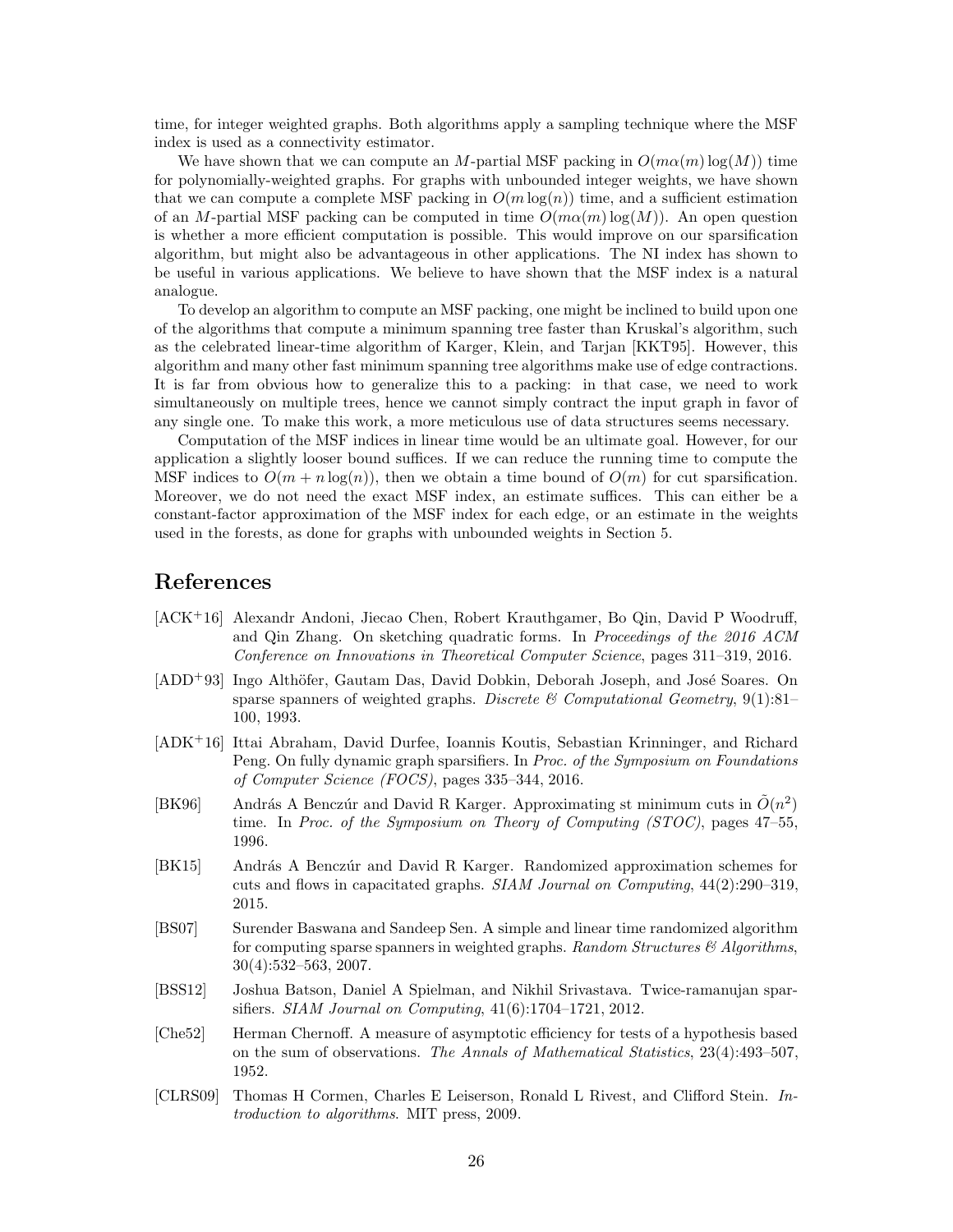time, for integer weighted graphs. Both algorithms apply a sampling technique where the MSF index is used as a connectivity estimator.

We have shown that we can compute an $M$-partial MSF packing in $O(m\alpha(m)\log(M))$ time for polynomially-weighted graphs. For graphs with unbounded integer weights, we have shown that we can compute a complete MSF packing in $O(m\log(n))$ time, and a sufficient estimation of an $M$-partial MSF packing can be computed in time $O(m\alpha(m)\log(M))$. An open question is whether a more efficient computation is possible. This would improve on our sparsification algorithm, but might also be advantageous in other applications. The NI index has shown to be useful in various applications. We believe to have shown that the MSF index is a natural analogue.

To develop an algorithm to compute an MSF packing, one might be inclined to build upon one of the algorithms that compute a minimum spanning tree faster than Kruskal's algorithm, such as the celebrated linear-time algorithm of Karger, Klein, and Tarjan [KKT95]. However, this algorithm and many other fast minimum spanning tree algorithms make use of edge contractions. It is far from obvious how to generalize this to a packing: in that case, we need to work simultaneously on multiple trees, hence we cannot simply contract the input graph in favor of any single one. To make this work, a more meticulous use of data structures seems necessary.

Computation of the MSF indices in linear time would be an ultimate goal. However, for our application a slightly looser bound suffices. If we can reduce the running time to compute the MSF indices to $O(m + n\log(n))$, then we obtain a time bound of $O(m)$ for cut sparsification. Moreover, we do not need the exact MSF index, an estimate suffices. This can either be a constant-factor approximation of the MSF index for each edge, or an estimate in the weights used in the forests, as done for graphs with unbounded weights in Section 5.

# References

[ACK+16] Alexandr Andoni, Jiecao Chen, Robert Krauthgamer, Bo Qin, David P Woodruff, and Qin Zhang. On sketching quadratic forms. In *Proceedings of the 2016 ACM Conference on Innovations in Theoretical Computer Science*, pages 311–319, 2016.

[ADD+93] Ingo Althöfer, Gautam Das, David Dobkin, Deborah Joseph, and José Soares. On sparse spanners of weighted graphs. *Discrete & Computational Geometry*, 9(1):81–100, 1993.

[ADK+16] Ittai Abraham, David Durfee, Ioannis Koutis, Sebastian Krinninger, and Richard Peng. On fully dynamic graph sparsifiers. In *Proc. of the Symposium on Foundations of Computer Science (FOCS)*, pages 335–344, 2016.

[BK96] András A Benczúr and David R Karger. Approximating st minimum cuts in $\tilde{O}(n^2)$ time. In *Proc. of the Symposium on Theory of Computing (STOC)*, pages 47–55, 1996.

[BK15] András A Benczúr and David R Karger. Randomized approximation schemes for cuts and flows in capacitated graphs. *SIAM Journal on Computing*, 44(2):290–319, 2015.

[BS07] Surender Baswana and Sandeep Sen. A simple and linear time randomized algorithm for computing sparse spanners in weighted graphs. *Random Structures & Algorithms*, 30(4):532–563, 2007.

[BSS12] Joshua Batson, Daniel A Spielman, and Nikhil Srivastava. Twice-ramanujan sparsifiers. *SIAM Journal on Computing*, 41(6):1704–1721, 2012.

[Che52] Herman Chernoff. A measure of asymptotic efficiency for tests of a hypothesis based on the sum of observations. *The Annals of Mathematical Statistics*, 23(4):493–507, 1952.

[CLRS09] Thomas H Cormen, Charles E Leiserson, Ronald L Rivest, and Clifford Stein. *Introduction to algorithms*. MIT press, 2009.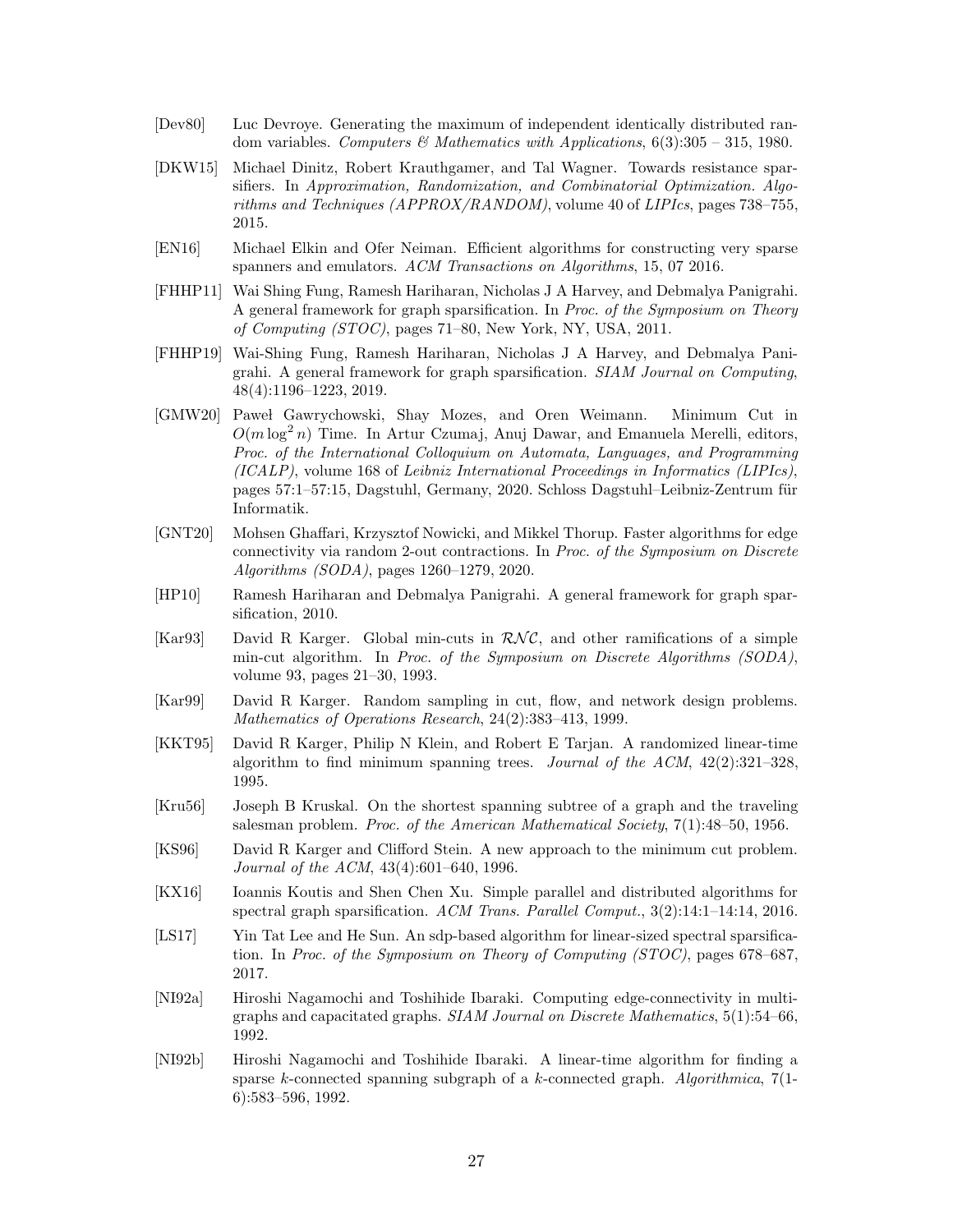[Dev80] Luc Devroye. Generating the maximum of independent identically distributed random variables. *Computers & Mathematics with Applications*, 6(3):305 – 315, 1980.

[DKW15] Michael Dinitz, Robert Krauthgamer, and Tal Wagner. Towards resistance sparsifiers. In *Approximation, Randomization, and Combinatorial Optimization. Algorithms and Techniques (APPROX/RANDOM)*, volume 40 of *LIPIcs*, pages 738–755, 2015.

[EN16] Michael Elkin and Ofer Neiman. Efficient algorithms for constructing very sparse spanners and emulators. *ACM Transactions on Algorithms*, 15, 07 2016.

[FHHP11] Wai Shing Fung, Ramesh Hariharan, Nicholas J A Harvey, and Debmalya Panigrahi. A general framework for graph sparsification. In *Proc. of the Symposium on Theory of Computing (STOC)*, pages 71–80, New York, NY, USA, 2011.

[FHHP19] Wai-Shing Fung, Ramesh Hariharan, Nicholas J A Harvey, and Debmalya Panigrahi. A general framework for graph sparsification. *SIAM Journal on Computing*, 48(4):1196–1223, 2019.

[GMW20] Paweł Gawrychowski, Shay Mozes, and Oren Weimann. Minimum Cut in $O(m \log^2 n)$ Time. In Artur Czumaj, Anuj Dawar, and Emanuela Merelli, editors, *Proc. of the International Colloquium on Automata, Languages, and Programming (ICALP)*, volume 168 of *Leibniz International Proceedings in Informatics (LIPIcs)*, pages 57:1–57:15, Dagstuhl, Germany, 2020. Schloss Dagstuhl–Leibniz-Zentrum für Informatik.

[GNT20] Mohsen Ghaffari, Krzysztof Nowicki, and Mikkel Thorup. Faster algorithms for edge connectivity via random 2-out contractions. In *Proc. of the Symposium on Discrete Algorithms (SODA)*, pages 1260–1279, 2020.

[HP10] Ramesh Hariharan and Debmalya Panigrahi. A general framework for graph sparsification, 2010.

[Kar93] David R Karger. Global min-cuts in $\mathcal{RNC}$, and other ramifications of a simple min-cut algorithm. In *Proc. of the Symposium on Discrete Algorithms (SODA)*, volume 93, pages 21–30, 1993.

[Kar99] David R Karger. Random sampling in cut, flow, and network design problems. *Mathematics of Operations Research*, 24(2):383–413, 1999.

[KKT95] David R Karger, Philip N Klein, and Robert E Tarjan. A randomized linear-time algorithm to find minimum spanning trees. *Journal of the ACM*, 42(2):321–328, 1995.

[Kru56] Joseph B Kruskal. On the shortest spanning subtree of a graph and the traveling salesman problem. *Proc. of the American Mathematical Society*, 7(1):48–50, 1956.

[KS96] David R Karger and Clifford Stein. A new approach to the minimum cut problem. *Journal of the ACM*, 43(4):601–640, 1996.

[KX16] Ioannis Koutis and Shen Chen Xu. Simple parallel and distributed algorithms for spectral graph sparsification. *ACM Trans. Parallel Comput.*, 3(2):14:1–14:14, 2016.

[LS17] Yin Tat Lee and He Sun. An sdp-based algorithm for linear-sized spectral sparsification. In *Proc. of the Symposium on Theory of Computing (STOC)*, pages 678–687, 2017.

[NI92a] Hiroshi Nagamochi and Toshihide Ibaraki. Computing edge-connectivity in multigraphs and capacitated graphs. *SIAM Journal on Discrete Mathematics*, 5(1):54–66, 1992.

[NI92b] Hiroshi Nagamochi and Toshihide Ibaraki. A linear-time algorithm for finding a sparse $k$-connected spanning subgraph of a $k$-connected graph. *Algorithmica*, 7(1-6):583–596, 1992.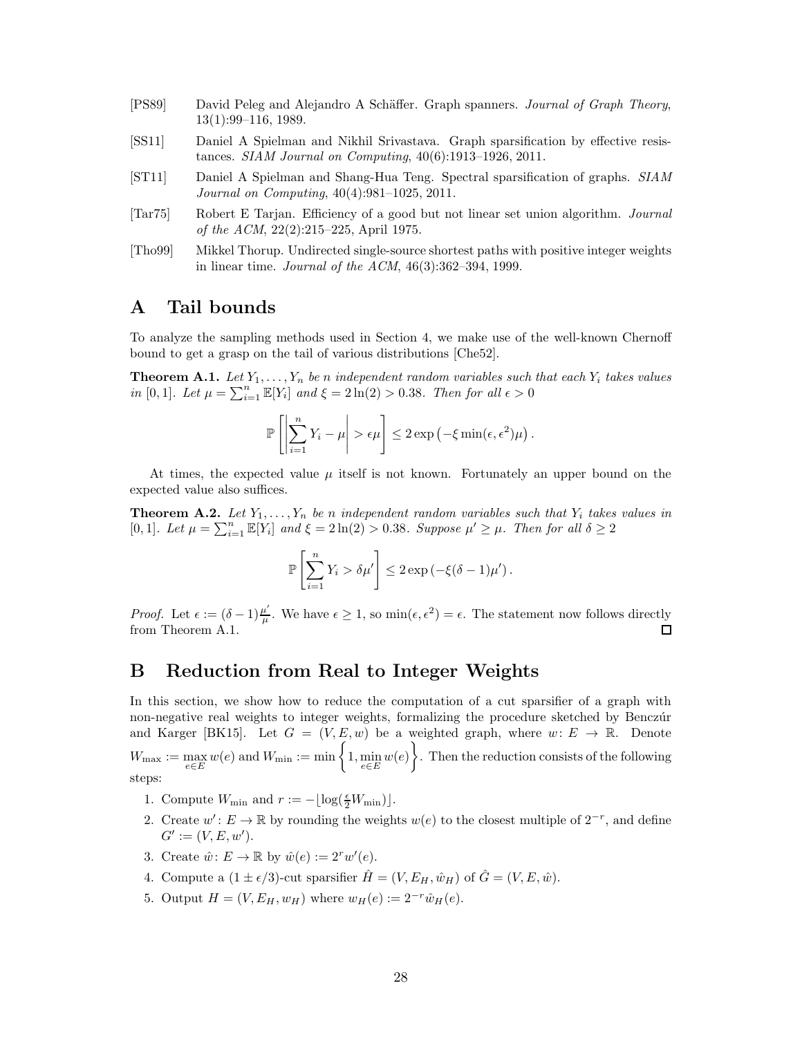[PS89] David Peleg and Alejandro A Schäffer. Graph spanners. *Journal of Graph Theory*, 13(1):99–116, 1989.

[SS11] Daniel A Spielman and Nikhil Srivastava. Graph sparsification by effective resistances. *SIAM Journal on Computing*, 40(6):1913–1926, 2011.

[ST11] Daniel A Spielman and Shang-Hua Teng. Spectral sparsification of graphs. *SIAM Journal on Computing*, 40(4):981–1025, 2011.

[Tar75] Robert E Tarjan. Efficiency of a good but not linear set union algorithm. *Journal of the ACM*, 22(2):215–225, April 1975.

[Tho99] Mikkel Thorup. Undirected single-source shortest paths with positive integer weights in linear time. *Journal of the ACM*, 46(3):362–394, 1999.

# A Tail bounds

To analyze the sampling methods used in Section 4, we make use of the well-known Chernoff bound to get a grasp on the tail of various distributions [Che52].

**Theorem A.1.** *Let $Y_1, \ldots, Y_n$ be $n$ independent random variables such that each $Y_i$ takes values in $[0, 1]$. Let $\mu = \sum_{i=1}^{n} \mathbb{E}[Y_i]$ and $\xi = 2\ln(2) > 0.38$. Then for all $\epsilon > 0$*

$$\mathbb{P}\left[\left|\sum_{i=1}^{n} Y_i - \mu\right| > \epsilon\mu\right] \leq 2\exp\left(-\xi \min(\epsilon, \epsilon^2)\mu\right).$$

At times, the expected value $\mu$ itself is not known. Fortunately an upper bound on the expected value also suffices.

**Theorem A.2.** *Let $Y_1, \ldots, Y_n$ be $n$ independent random variables such that $Y_i$ takes values in $[0, 1]$. Let $\mu = \sum_{i=1}^{n} \mathbb{E}[Y_i]$ and $\xi = 2\ln(2) > 0.38$. Suppose $\mu' \geq \mu$. Then for all $\delta \geq 2$*

$$\mathbb{P}\left[\sum_{i=1}^{n} Y_i > \delta\mu'\right] \leq 2\exp\left(-\xi(\delta - 1)\mu'\right).$$

*Proof.* Let $\epsilon := (\delta - 1)\frac{\mu'}{\mu}$. We have $\epsilon \geq 1$, so $\min(\epsilon, \epsilon^2) = \epsilon$. The statement now follows directly from Theorem A.1. $\square$

# B Reduction from Real to Integer Weights

In this section, we show how to reduce the computation of a cut sparsifier of a graph with non-negative real weights to integer weights, formalizing the procedure sketched by Benczúr and Karger [BK15]. Let $G = (V, E, w)$ be a weighted graph, where $w : E \to \mathbb{R}$. Denote $W_{\max} := \max_{e \in E} w(e)$ and $W_{\min} := \min\left\{1, \min_{e \in E} w(e)\right\}$. Then the reduction consists of the following steps:

1. Compute $W_{\min}$ and $r := -\lfloor \log(\frac{\epsilon}{2} W_{\min}) \rfloor$.
2. Create $w' : E \to \mathbb{R}$ by rounding the weights $w(e)$ to the closest multiple of $2^{-r}$, and define $G' := (V, E, w')$.
3. Create $\hat{w} : E \to \mathbb{R}$ by $\hat{w}(e) := 2^r w'(e)$.
4. Compute a $(1 \pm \epsilon/3)$-cut sparsifier $\hat{H} = (V, E_H, \hat{w}_H)$ of $\hat{G} = (V, E, \hat{w})$.
5. Output $H = (V, E_H, w_H)$ where $w_H(e) := 2^{-r}\hat{w}_H(e)$.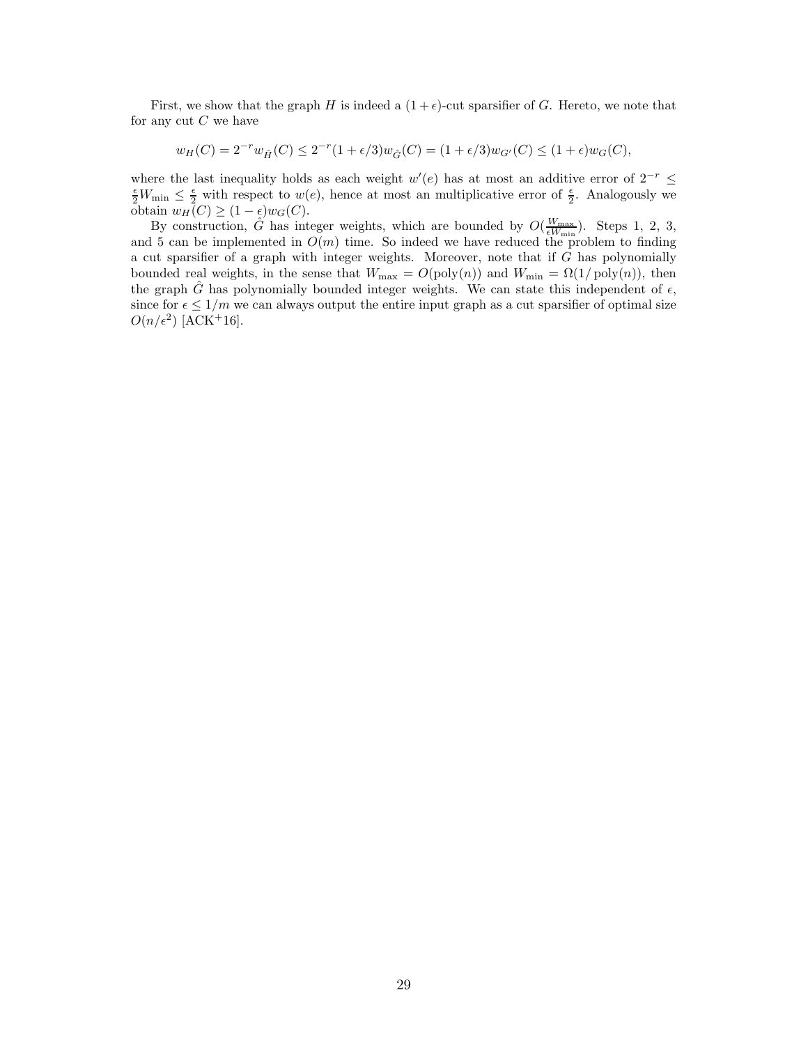First, we show that the graph $H$ is indeed a $(1+\epsilon)$-cut sparsifier of $G$. Hereto, we note that for any cut $C$ we have

$$w_H(C) = 2^{-r} w_{\hat{H}}(C) \leq 2^{-r}(1+\epsilon/3) w_{\hat{G}}(C) = (1+\epsilon/3) w_{G'}(C) \leq (1+\epsilon) w_G(C),$$

where the last inequality holds as each weight $w'(e)$ has at most an additive error of $2^{-r} \leq \frac{\epsilon}{2} W_{\min} \leq \frac{\epsilon}{2}$ with respect to $w(e)$, hence at most an multiplicative error of $\frac{\epsilon}{2}$. Analogously we obtain $w_H(C) \geq (1-\epsilon) w_G(C)$.

By construction, $\hat{G}$ has integer weights, which are bounded by $O(\frac{W_{\max}}{\epsilon W_{\min}})$. Steps 1, 2, 3, and 5 can be implemented in $O(m)$ time. So indeed we have reduced the problem to finding a cut sparsifier of a graph with integer weights. Moreover, note that if $G$ has polynomially bounded real weights, in the sense that $W_{\max} = O(\text{poly}(n))$ and $W_{\min} = \Omega(1/\text{poly}(n))$, then the graph $\hat{G}$ has polynomially bounded integer weights. We can state this independent of $\epsilon$, since for $\epsilon \leq 1/m$ we can always output the entire input graph as a cut sparsifier of optimal size $O(n/\epsilon^2)$ [ACK+16].